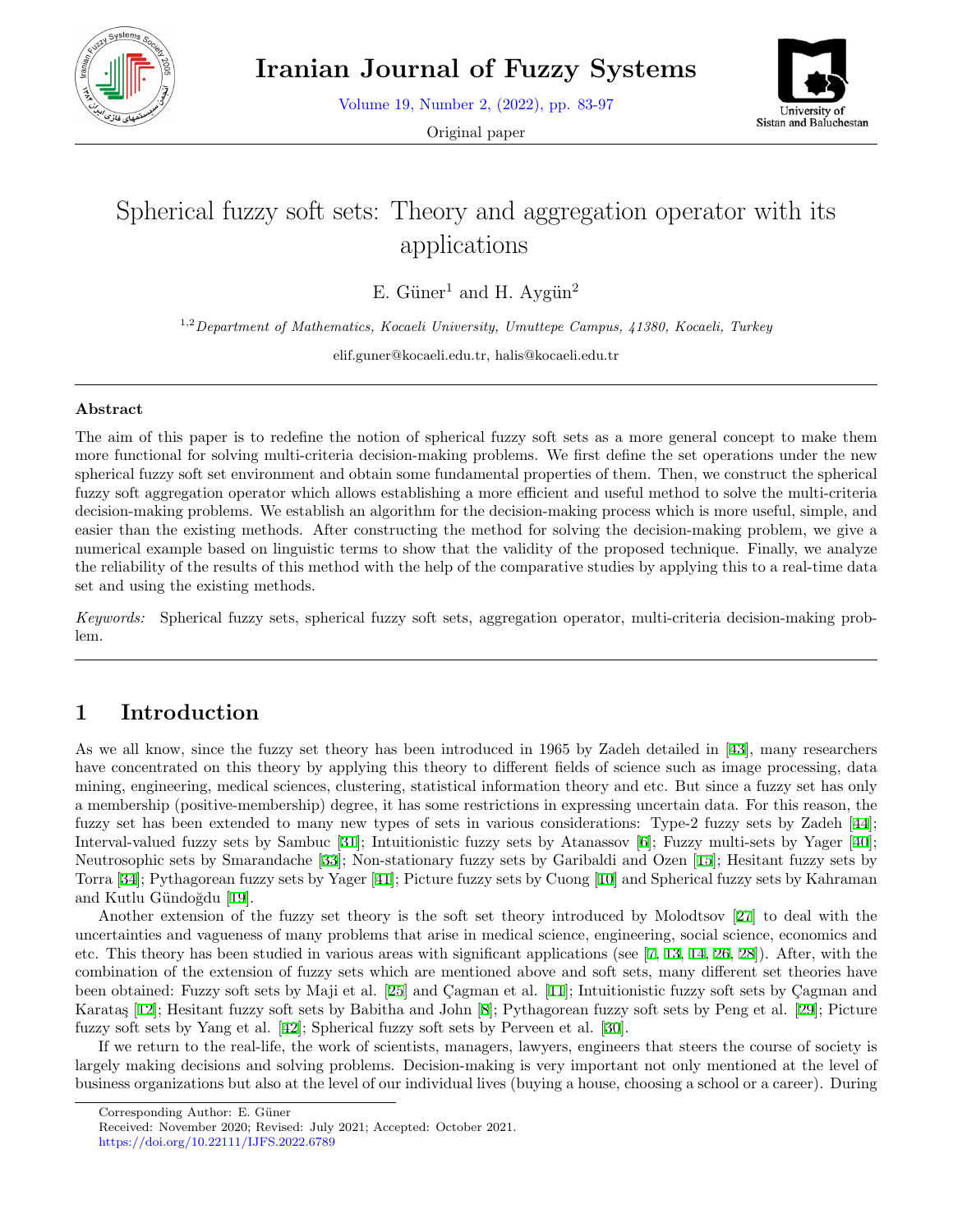# Spherical fuzzy soft sets: Theory and aggregation operator with its applications

E. Güner[1] and H. Aygün[2]

[1,2] *Department of Mathematics, Kocaeli University, Umuttepe Campus, 41380, Kocaeli, Turkey*

elif.guner@kocaeli.edu.tr, halis@kocaeli.edu.tr

**Abstract**

The aim of this paper is to redefine the notion of spherical fuzzy soft sets as a more general concept to make them more functional for solving multi-criteria decision-making problems. We first define the set operations under the new spherical fuzzy soft set environment and obtain some fundamental properties of them. Then, we construct the spherical fuzzy soft aggregation operator which allows establishing a more efficient and useful method to solve the multi-criteria decision-making problems. We establish an algorithm for the decision-making process which is more useful, simple, and easier than the existing methods. After constructing the method for solving the decision-making problem, we give a numerical example based on linguistic terms to show that the validity of the proposed technique. Finally, we analyze the reliability of the results of this method with the help of the comparative studies by applying this to a real-time data set and using the existing methods.

*Keywords:* Spherical fuzzy sets, spherical fuzzy soft sets, aggregation operator, multi-criteria decision-making problem.

## 1 Introduction

As we all know, since the fuzzy set theory has been introduced in 1965 by Zadeh detailed in [43], many researchers have concentrated on this theory by applying this theory to different fields of science such as image processing, data mining, engineering, medical sciences, clustering, statistical information theory and etc. But since a fuzzy set has only a membership (positive-membership) degree, it has some restrictions in expressing uncertain data. For this reason, the fuzzy set has been extended to many new types of sets in various considerations: Type-2 fuzzy sets by Zadeh [44]; Interval-valued fuzzy sets by Sambuc [31]; Intuitionistic fuzzy sets by Atanassov [6]; Fuzzy multi-sets by Yager [40]; Neutrosophic sets by Smarandache [33]; Non-stationary fuzzy sets by Garibaldi and Ozen [15]; Hesitant fuzzy sets by Torra [34]; Pythagorean fuzzy sets by Yager [41]; Picture fuzzy sets by Cuong [10] and Spherical fuzzy sets by Kahraman and Kutlu Gündoğdu [19].

Another extension of the fuzzy set theory is the soft set theory introduced by Molodtsov [27] to deal with the uncertainties and vagueness of many problems that arise in medical science, engineering, social science, economics and etc. This theory has been studied in various areas with significant applications (see [7, 13, 14, 26, 28]). After, with the combination of the extension of fuzzy sets which are mentioned above and soft sets, many different set theories have been obtained: Fuzzy soft sets by Maji et al. [25] and Çagman et al. [11]; Intuitionistic fuzzy soft sets by Çagman and Karataş [12]; Hesitant fuzzy soft sets by Babitha and John [8]; Pythagorean fuzzy soft sets by Peng et al. [29]; Picture fuzzy soft sets by Yang et al. [42]; Spherical fuzzy soft sets by Perveen et al. [30].

If we return to the real-life, the work of scientists, managers, lawyers, engineers that steers the course of society is largely making decisions and solving problems. Decision-making is very important not only mentioned at the level of business organizations but also at the level of our individual lives (buying a house, choosing a school or a career). During

Corresponding Author: E. Güner
Received: November 2020; Revised: July 2021; Accepted: October 2021.
https://doi.org/10.22111/IJFS.2022.6789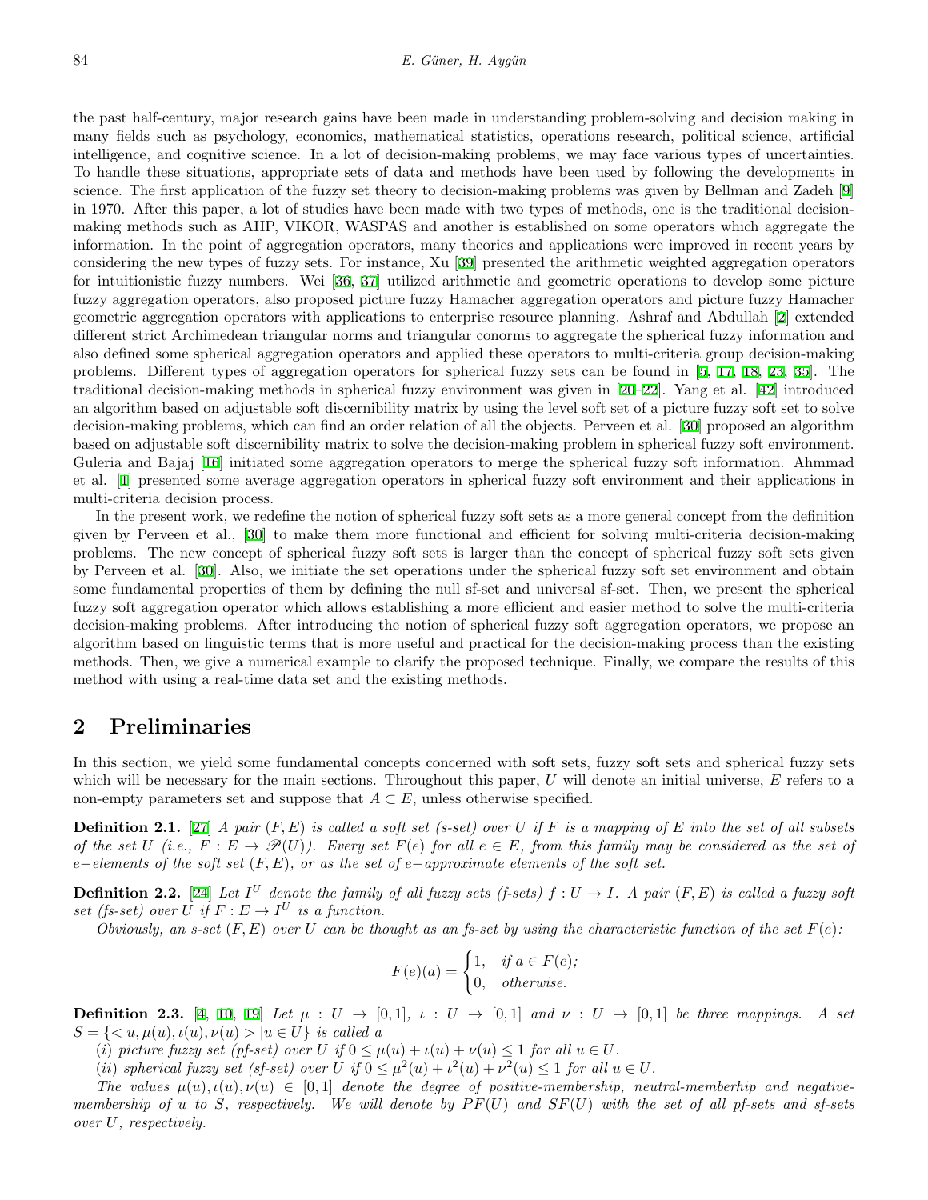the past half-century, major research gains have been made in understanding problem-solving and decision making in many fields such as psychology, economics, mathematical statistics, operations research, political science, artificial intelligence, and cognitive science. In a lot of decision-making problems, we may face various types of uncertainties. To handle these situations, appropriate sets of data and methods have been used by following the developments in science. The first application of the fuzzy set theory to decision-making problems was given by Bellman and Zadeh [9] in 1970. After this paper, a lot of studies have been made with two types of methods, one is the traditional decision-making methods such as AHP, VIKOR, WASPAS and another is established on some operators which aggregate the information. In the point of aggregation operators, many theories and applications were improved in recent years by considering the new types of fuzzy sets. For instance, Xu [39] presented the arithmetic weighted aggregation operators for intuitionistic fuzzy numbers. Wei [36, 37] utilized arithmetic and geometric operations to develop some picture fuzzy aggregation operators, also proposed picture fuzzy Hamacher aggregation operators and picture fuzzy Hamacher geometric aggregation operators with applications to enterprise resource planning. Ashraf and Abdullah [2] extended different strict Archimedean triangular norms and triangular conorms to aggregate the spherical fuzzy information and also defined some spherical aggregation operators and applied these operators to multi-criteria group decision-making problems. Different types of aggregation operators for spherical fuzzy sets can be found in [5, 17, 18, 23, 35]. The traditional decision-making methods in spherical fuzzy environment was given in [20–22]. Yang et al. [42] introduced an algorithm based on adjustable soft discernibility matrix by using the level soft set of a picture fuzzy soft set to solve decision-making problems, which can find an order relation of all the objects. Perveen et al. [30] proposed an algorithm based on adjustable soft discernibility matrix to solve the decision-making problem in spherical fuzzy soft environment. Guleria and Bajaj [16] initiated some aggregation operators to merge the spherical fuzzy soft information. Ahmmad et al. [1] presented some average aggregation operators in spherical fuzzy soft environment and their applications in multi-criteria decision process.

In the present work, we redefine the notion of spherical fuzzy soft sets as a more general concept from the definition given by Perveen et al., [30] to make them more functional and efficient for solving multi-criteria decision-making problems. The new concept of spherical fuzzy soft sets is larger than the concept of spherical fuzzy soft sets given by Perveen et al. [30]. Also, we initiate the set operations under the spherical fuzzy soft set environment and obtain some fundamental properties of them by defining the null sf-set and universal sf-set. Then, we present the spherical fuzzy soft aggregation operator which allows establishing a more efficient and easier method to solve the multi-criteria decision-making problems. After introducing the notion of spherical fuzzy soft aggregation operators, we propose an algorithm based on linguistic terms that is more useful and practical for the decision-making process than the existing methods. Then, we give a numerical example to clarify the proposed technique. Finally, we compare the results of this method with using a real-time data set and the existing methods.

## 2 Preliminaries

In this section, we yield some fundamental concepts concerned with soft sets, fuzzy soft sets and spherical fuzzy sets which will be necessary for the main sections. Throughout this paper, $U$ will denote an initial universe, $E$ refers to a non-empty parameters set and suppose that $A \subset E$, unless otherwise specified.

**Definition 2.1.** [27] *A pair $(F, E)$ is called a soft set (s-set) over $U$ if $F$ is a mapping of $E$ into the set of all subsets of the set $U$ (i.e., $F : E \to \mathscr{P}(U)$). Every set $F(e)$ for all $e \in E$, from this family may be considered as the set of $e-$elements of the soft set $(F, E)$, or as the set of $e-$approximate elements of the soft set.*

**Definition 2.2.** [24] *Let $I^U$ denote the family of all fuzzy sets (f-sets) $f : U \to I$. A pair $(F, E)$ is called a fuzzy soft set (fs-set) over $U$ if $F : E \to I^U$ is a function.*

*Obviously, an s-set $(F, E)$ over $U$ can be thought as an fs-set by using the characteristic function of the set $F(e)$:*

$$F(e)(a) = \begin{cases} 1, & \text{if } a \in F(e); \\ 0, & \text{otherwise.} \end{cases}$$

**Definition 2.3.** [4, 10, 19] *Let $\mu : U \to [0, 1]$, $\iota : U \to [0, 1]$ and $\nu : U \to [0, 1]$ be three mappings. A set $S = \{< u, \mu(u), \iota(u), \nu(u) > | u \in U\}$ is called a*

*(i) picture fuzzy set (pf-set) over $U$ if $0 \leq \mu(u) + \iota(u) + \nu(u) \leq 1$ for all $u \in U$.*

*(ii) spherical fuzzy set (sf-set) over $U$ if $0 \leq \mu^2(u) + \iota^2(u) + \nu^2(u) \leq 1$ for all $u \in U$.*

*The values $\mu(u), \iota(u), \nu(u) \in [0, 1]$ denote the degree of positive-membership, neutral-memberhip and negative-membership of $u$ to $S$, respectively. We will denote by $PF(U)$ and $SF(U)$ with the set of all pf-sets and sf-sets over $U$, respectively.*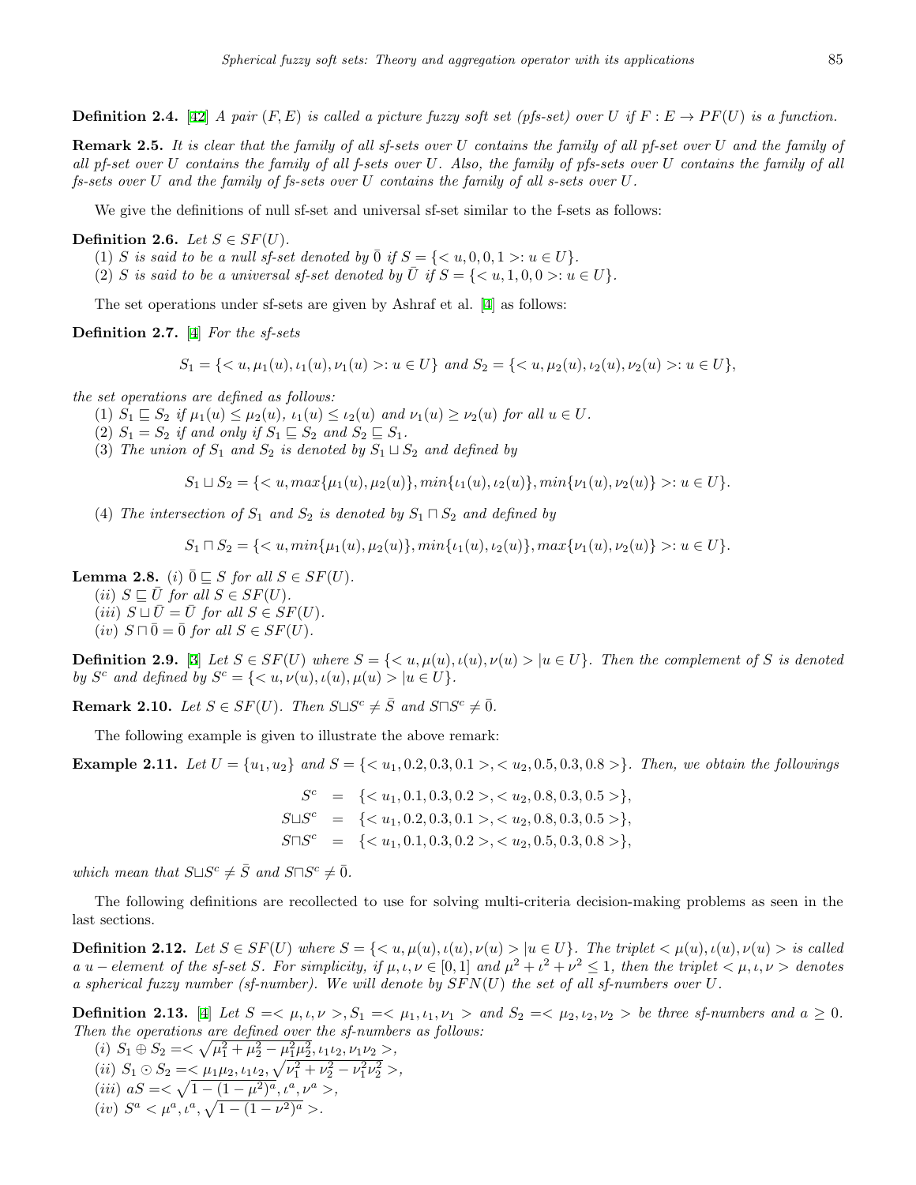**Definition 2.4.** [42] *A pair $(F, E)$ is called a picture fuzzy soft set (pfs-set) over $U$ if $F : E \to PF(U)$ is a function.*

**Remark 2.5.** *It is clear that the family of all sf-sets over $U$ contains the family of all pf-set over $U$ and the family of all pf-set over $U$ contains the family of all f-sets over $U$. Also, the family of pfs-sets over $U$ contains the family of all fs-sets over $U$ and the family of fs-sets over $U$ contains the family of all s-sets over $U$.*

We give the definitions of null sf-set and universal sf-set similar to the f-sets as follows:

**Definition 2.6.** *Let $S \in SF(U)$.*

(1) *$S$ is said to be a null sf-set denoted by $\bar{0}$ if $S = \{< u, 0, 0, 1 >: u \in U\}$.*

(2) *$S$ is said to be a universal sf-set denoted by $\bar{U}$ if $S = \{< u, 1, 0, 0 >: u \in U\}$.*

The set operations under sf-sets are given by Ashraf et al. [4] as follows:

**Definition 2.7.** [4] *For the sf-sets*

$$S_1 = \{< u, \mu_1(u), \iota_1(u), \nu_1(u) >: u \in U\} \text{ and } S_2 = \{< u, \mu_2(u), \iota_2(u), \nu_2(u) >: u \in U\},$$

*the set operations are defined as follows:*

(1) *$S_1 \sqsubseteq S_2$ if $\mu_1(u) \leq \mu_2(u)$, $\iota_1(u) \leq \iota_2(u)$ and $\nu_1(u) \geq \nu_2(u)$ for all $u \in U$.*

(2) *$S_1 = S_2$ if and only if $S_1 \sqsubseteq S_2$ and $S_2 \sqsubseteq S_1$.*

(3) *The union of $S_1$ and $S_2$ is denoted by $S_1 \sqcup S_2$ and defined by*

$$S_1 \sqcup S_2 = \{< u, max\{\mu_1(u), \mu_2(u)\}, min\{\iota_1(u), \iota_2(u)\}, min\{\nu_1(u), \nu_2(u)\} >: u \in U\}.$$

(4) *The intersection of $S_1$ and $S_2$ is denoted by $S_1 \sqcap S_2$ and defined by*

$$S_1 \sqcap S_2 = \{< u, min\{\mu_1(u), \mu_2(u)\}, min\{\iota_1(u), \iota_2(u)\}, max\{\nu_1(u), \nu_2(u)\} >: u \in U\}.$$

**Lemma 2.8.** *(i) $\bar{0} \sqsubseteq S$ for all $S \in SF(U)$.*

*(ii) $S \sqsubseteq \bar{U}$ for all $S \in SF(U)$.*

*(iii) $S \sqcup \bar{U} = \bar{U}$ for all $S \in SF(U)$.*

*(iv) $S \sqcap \bar{0} = \bar{0}$ for all $S \in SF(U)$.*

**Definition 2.9.** [3] *Let $S \in SF(U)$ where $S = \{< u, \mu(u), \iota(u), \nu(u) > | u \in U\}$. Then the complement of $S$ is denoted by $S^c$ and defined by $S^c = \{< u, \nu(u), \iota(u), \mu(u) > | u \in U\}$.*

**Remark 2.10.** *Let $S \in SF(U)$. Then $S \sqcup S^c \neq \bar{S}$ and $S \sqcap S^c \neq \bar{0}$.*

The following example is given to illustrate the above remark:

**Example 2.11.** *Let $U = \{u_1, u_2\}$ and $S = \{< u_1, 0.2, 0.3, 0.1 >, < u_2, 0.5, 0.3, 0.8 >\}$. Then, we obtain the followings*

$$\begin{aligned} S^c &= \{< u_1, 0.1, 0.3, 0.2 >, < u_2, 0.8, 0.3, 0.5 >\}, \\ S \sqcup S^c &= \{< u_1, 0.2, 0.3, 0.1 >, < u_2, 0.8, 0.3, 0.5 >\}, \\ S \sqcap S^c &= \{< u_1, 0.1, 0.3, 0.2 >, < u_2, 0.5, 0.3, 0.8 >\}, \end{aligned}$$

*which mean that $S \sqcup S^c \neq \bar{S}$ and $S \sqcap S^c \neq \bar{0}$.*

The following definitions are recollected to use for solving multi-criteria decision-making problems as seen in the last sections.

**Definition 2.12.** *Let $S \in SF(U)$ where $S = \{< u, \mu(u), \iota(u), \nu(u) > | u \in U\}$. The triplet $< \mu(u), \iota(u), \nu(u) >$ is called a $u-$element of the sf-set $S$. For simplicity, if $\mu, \iota, \nu \in [0, 1]$ and $\mu^2 + \iota^2 + \nu^2 \leq 1$, then the triplet $< \mu, \iota, \nu >$ denotes a spherical fuzzy number (sf-number). We will denote by $SFN(U)$ the set of all sf-numbers over $U$.*

**Definition 2.13.** [4] *Let $S =< \mu, \iota, \nu >, S_1 =< \mu_1, \iota_1, \nu_1 >$ and $S_2 =< \mu_2, \iota_2, \nu_2 >$ be three sf-numbers and $a \geq 0$. Then the operations are defined over the sf-numbers as follows:*

(i) $S_1 \oplus S_2 =< \sqrt{\mu_1^2 + \mu_2^2 - \mu_1^2\mu_2^2}, \iota_1\iota_2, \nu_1\nu_2 >$,

(ii) $S_1 \odot S_2 =< \mu_1\mu_2, \iota_1\iota_2, \sqrt{\nu_1^2 + \nu_2^2 - \nu_1^2\nu_2^2} >$,

(iii) $aS =< \sqrt{1 - (1 - \mu^2)^a}, \iota^a, \nu^a >$,

(iv) $S^a < \mu^a, \iota^a, \sqrt{1 - (1 - \nu^2)^a} >$.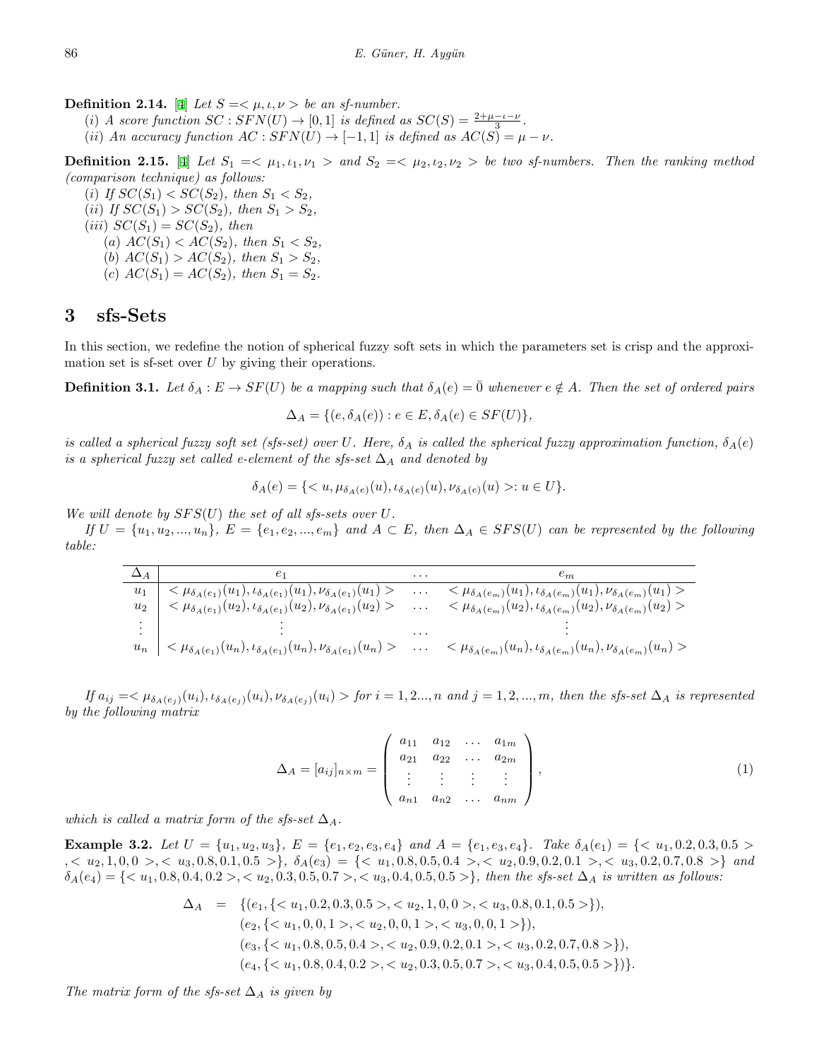**Definition 2.14.** [4] *Let $S = <\mu, \iota, \nu>$ be an sf-number.*

(*i*) *A score function $SC : SFN(U) \to [0,1]$ is defined as $SC(S) = \frac{2+\mu-\iota-\nu}{3}$.*

(*ii*) *An accuracy function $AC : SFN(U) \to [-1,1]$ is defined as $AC(S) = \mu - \nu$.*

**Definition 2.15.** [4] *Let $S_1 = <\mu_1, \iota_1, \nu_1>$ and $S_2 = <\mu_2, \iota_2, \nu_2>$ be two sf-numbers. Then the ranking method (comparison technique) as follows:*

(*i*) *If $SC(S_1) < SC(S_2)$, then $S_1 < S_2$,*

(*ii*) *If $SC(S_1) > SC(S_2)$, then $S_1 > S_2$,*

(*iii*) *$SC(S_1) = SC(S_2)$, then*

(*a*) *$AC(S_1) < AC(S_2)$, then $S_1 < S_2$,*

(*b*) *$AC(S_1) > AC(S_2)$, then $S_1 > S_2$,*

(*c*) *$AC(S_1) = AC(S_2)$, then $S_1 = S_2$.*

# 3 sfs-Sets

In this section, we redefine the notion of spherical fuzzy soft sets in which the parameters set is crisp and the approximation set is sf-set over $U$ by giving their operations.

**Definition 3.1.** *Let $\delta_A : E \to SF(U)$ be a mapping such that $\delta_A(e) = \bar{0}$ whenever $e \notin A$. Then the set of ordered pairs*

$$\Delta_A = \{(e, \delta_A(e)) : e \in E, \delta_A(e) \in SF(U)\},$$

*is called a spherical fuzzy soft set (sfs-set) over $U$. Here, $\delta_A$ is called the spherical fuzzy approximation function, $\delta_A(e)$ is a spherical fuzzy set called e-element of the sfs-set $\Delta_A$ and denoted by*

$$\delta_A(e) = \{<u, \mu_{\delta_A(e)}(u), \iota_{\delta_A(e)}(u), \nu_{\delta_A(e)}(u)>: u \in U\}.$$

*We will denote by $SFS(U)$ the set of all sfs-sets over $U$.*

*If $U = \{u_1, u_2, ..., u_n\}$, $E = \{e_1, e_2, ..., e_m\}$ and $A \subset E$, then $\Delta_A \in SFS(U)$ can be represented by the following table:*

| $\Delta_A$ | $e_1$ | $\dots$ | $e_m$ |
|---|---|---|---|
| $u_1$ | $<\mu_{\delta_A(e_1)}(u_1), \iota_{\delta_A(e_1)}(u_1), \nu_{\delta_A(e_1)}(u_1)>$ | $\dots$ | $<\mu_{\delta_A(e_m)}(u_1), \iota_{\delta_A(e_m)}(u_1), \nu_{\delta_A(e_m)}(u_1)>$ |
| $u_2$ | $<\mu_{\delta_A(e_1)}(u_2), \iota_{\delta_A(e_1)}(u_2), \nu_{\delta_A(e_1)}(u_2)>$ | $\dots$ | $<\mu_{\delta_A(e_m)}(u_2), \iota_{\delta_A(e_m)}(u_2), \nu_{\delta_A(e_m)}(u_2)>$ |
| $\vdots$ | $\vdots$ | $\dots$ | $\vdots$ |
| $u_n$ | $<\mu_{\delta_A(e_1)}(u_n), \iota_{\delta_A(e_1)}(u_n), \nu_{\delta_A(e_1)}(u_n)>$ | $\dots$ | $<\mu_{\delta_A(e_m)}(u_n), \iota_{\delta_A(e_m)}(u_n), \nu_{\delta_A(e_m)}(u_n)>$ |

*If $a_{ij} = <\mu_{\delta_A(e_j)}(u_i), \iota_{\delta_A(e_j)}(u_i), \nu_{\delta_A(e_j)}(u_i)>$ for $i = 1, 2..., n$ and $j = 1, 2, ..., m$, then the sfs-set $\Delta_A$ is represented by the following matrix*

$$\Delta_A = [a_{ij}]_{n \times m} = \begin{pmatrix} a_{11} & a_{12} & \dots & a_{1m} \\ a_{21} & a_{22} & \dots & a_{2m} \\ \vdots & \vdots & \vdots & \vdots \\ a_{n1} & a_{n2} & \dots & a_{nm} \end{pmatrix}, \tag{1}$$

*which is called a matrix form of the sfs-set $\Delta_A$.*

**Example 3.2.** *Let $U = \{u_1, u_2, u_3\}$, $E = \{e_1, e_2, e_3, e_4\}$ and $A = \{e_1, e_3, e_4\}$. Take $\delta_A(e_1) = \{<u_1, 0.2, 0.3, 0.5>, <u_2, 1, 0, 0>, <u_3, 0.8, 0.1, 0.5>\}$, $\delta_A(e_3) = \{<u_1, 0.8, 0.5, 0.4>, <u_2, 0.9, 0.2, 0.1>, <u_3, 0.2, 0.7, 0.8>\}$ and $\delta_A(e_4) = \{<u_1, 0.8, 0.4, 0.2>, <u_2, 0.3, 0.5, 0.7>, <u_3, 0.4, 0.5, 0.5>\}$, then the sfs-set $\Delta_A$ is written as follows:*

$$\begin{aligned} \Delta_A = \; & \{(e_1, \{<u_1, 0.2, 0.3, 0.5>, <u_2, 1, 0, 0>, <u_3, 0.8, 0.1, 0.5>\}), \\ & (e_2, \{<u_1, 0, 0, 1>, <u_2, 0, 0, 1>, <u_3, 0, 0, 1>\}), \\ & (e_3, \{<u_1, 0.8, 0.5, 0.4>, <u_2, 0.9, 0.2, 0.1>, <u_3, 0.2, 0.7, 0.8>\}), \\ & (e_4, \{<u_1, 0.8, 0.4, 0.2>, <u_2, 0.3, 0.5, 0.7>, <u_3, 0.4, 0.5, 0.5>\})\}. \end{aligned}$$

*The matrix form of the sfs-set $\Delta_A$ is given by*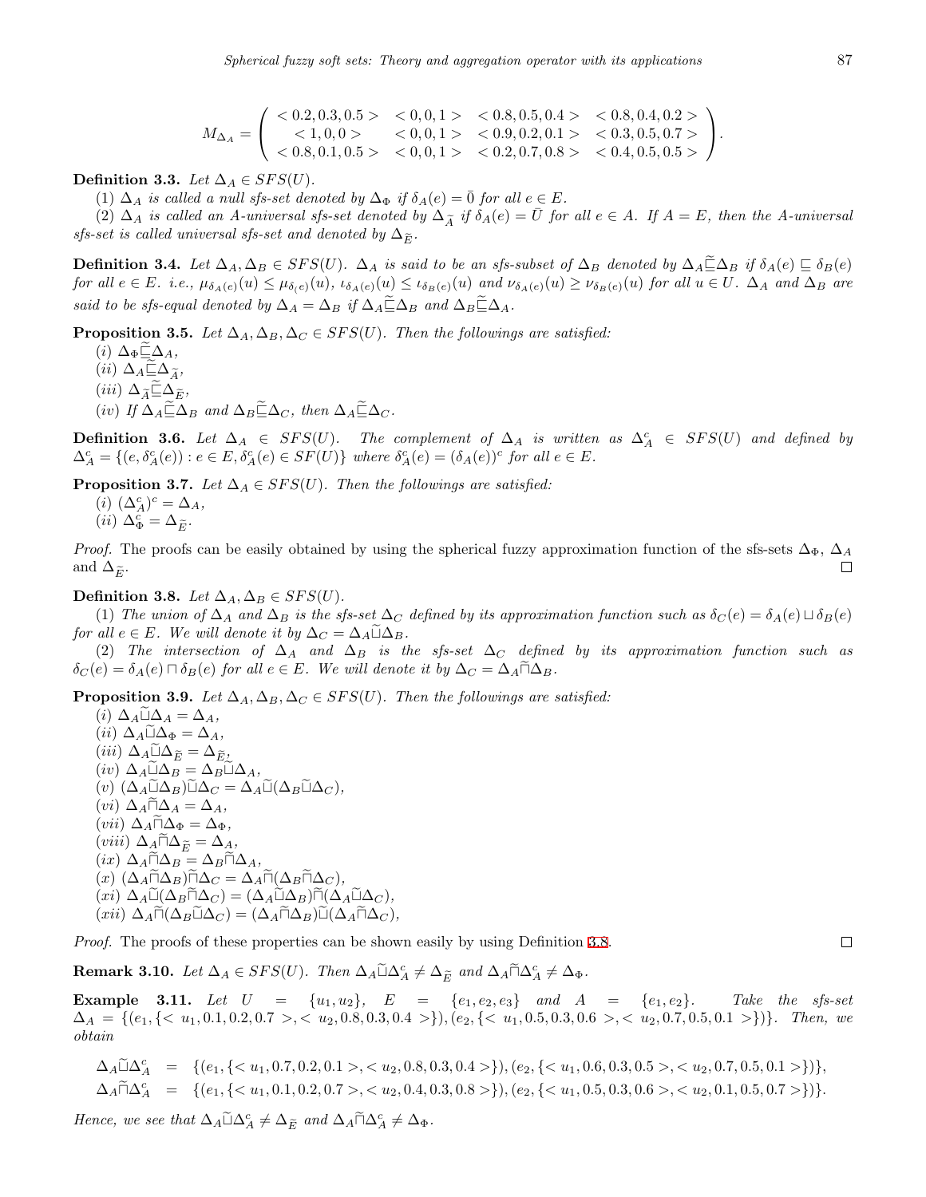$$M_{\Delta_A} = \begin{pmatrix} <0.2, 0.3, 0.5> & <0, 0, 1> & <0.8, 0.5, 0.4> & <0.8, 0.4, 0.2> \\ <1, 0, 0> & <0, 0, 1> & <0.9, 0.2, 0.1> & <0.3, 0.5, 0.7> \\ <0.8, 0.1, 0.5> & <0, 0, 1> & <0.2, 0.7, 0.8> & <0.4, 0.5, 0.5> \end{pmatrix}.$$

**Definition 3.3.** *Let $\Delta_A \in SFS(U)$.*

(1) *$\Delta_A$ is called a null sfs-set denoted by $\Delta_\Phi$ if $\delta_A(e) = \bar{0}$ for all $e \in E$.*

(2) *$\Delta_A$ is called an A-universal sfs-set denoted by $\Delta_{\widetilde{A}}$ if $\delta_A(e) = \bar{U}$ for all $e \in A$. If $A = E$, then the A-universal sfs-set is called universal sfs-set and denoted by $\Delta_{\widetilde{E}}$.*

**Definition 3.4.** *Let $\Delta_A, \Delta_B \in SFS(U)$. $\Delta_A$ is said to be an sfs-subset of $\Delta_B$ denoted by $\Delta_A \widetilde{\sqsubseteq} \Delta_B$ if $\delta_A(e) \sqsubseteq \delta_B(e)$ for all $e \in E$. i.e., $\mu_{\delta_A(e)}(u) \leq \mu_{\delta_(e)}(u)$, $\iota_{\delta_A(e)}(u) \leq \iota_{\delta_B(e)}(u)$ and $\nu_{\delta_A(e)}(u) \geq \nu_{\delta_B(e)}(u)$ for all $u \in U$. $\Delta_A$ and $\Delta_B$ are said to be sfs-equal denoted by $\Delta_A = \Delta_B$ if $\Delta_A \widetilde{\sqsubseteq} \Delta_B$ and $\Delta_B \widetilde{\sqsubseteq} \Delta_A$.*

**Proposition 3.5.** *Let $\Delta_A, \Delta_B, \Delta_C \in SFS(U)$. Then the followings are satisfied:*

(*i*) $\Delta_\Phi \widetilde{\sqsubseteq} \Delta_A$,
(*ii*) $\Delta_A \widetilde{\sqsubseteq} \Delta_{\widetilde{A}}$,
(*iii*) $\Delta_{\widetilde{A}} \widetilde{\sqsubseteq} \Delta_{\widetilde{E}}$,
(*iv*) *If $\Delta_A \widetilde{\sqsubseteq} \Delta_B$ and $\Delta_B \widetilde{\sqsubseteq} \Delta_C$, then $\Delta_A \widetilde{\sqsubseteq} \Delta_C$.*

**Definition 3.6.** *Let $\Delta_A \in SFS(U)$. The complement of $\Delta_A$ is written as $\Delta_A^c \in SFS(U)$ and defined by $\Delta_A^c = \{(e, \delta_A^c(e)) : e \in E, \delta_A^c(e) \in SF(U)\}$ where $\delta_A^c(e) = (\delta_A(e))^c$ for all $e \in E$.*

**Proposition 3.7.** *Let $\Delta_A \in SFS(U)$. Then the followings are satisfied:*

(*i*) $(\Delta_A^c)^c = \Delta_A$,
(*ii*) $\Delta_\Phi^c = \Delta_{\widetilde{E}}$.

*Proof.* The proofs can be easily obtained by using the spherical fuzzy approximation function of the sfs-sets $\Delta_\Phi$, $\Delta_A$ and $\Delta_{\widetilde{E}}$. ◻

**Definition 3.8.** *Let $\Delta_A, \Delta_B \in SFS(U)$.*

(1) *The union of $\Delta_A$ and $\Delta_B$ is the sfs-set $\Delta_C$ defined by its approximation function such as $\delta_C(e) = \delta_A(e) \sqcup \delta_B(e)$ for all $e \in E$. We will denote it by $\Delta_C = \Delta_A \widetilde{\sqcup} \Delta_B$.*

(2) *The intersection of $\Delta_A$ and $\Delta_B$ is the sfs-set $\Delta_C$ defined by its approximation function such as $\delta_C(e) = \delta_A(e) \sqcap \delta_B(e)$ for all $e \in E$. We will denote it by $\Delta_C = \Delta_A \widetilde{\sqcap} \Delta_B$.*

**Proposition 3.9.** *Let $\Delta_A, \Delta_B, \Delta_C \in SFS(U)$. Then the followings are satisfied:*

(*i*) $\Delta_A \widetilde{\sqcup} \Delta_A = \Delta_A$,
(*ii*) $\Delta_A \widetilde{\sqcup} \Delta_\Phi = \Delta_A$,
(*iii*) $\Delta_A \widetilde{\sqcup} \Delta_{\widetilde{E}} = \Delta_{\widetilde{E}}$,
(*iv*) $\Delta_A \widetilde{\sqcup} \Delta_B = \Delta_B \widetilde{\sqcup} \Delta_A$,
(*v*) $(\Delta_A \widetilde{\sqcup} \Delta_B) \widetilde{\sqcup} \Delta_C = \Delta_A \widetilde{\sqcup} (\Delta_B \widetilde{\sqcup} \Delta_C)$,
(*vi*) $\Delta_A \widetilde{\sqcap} \Delta_A = \Delta_A$,
(*vii*) $\Delta_A \widetilde{\sqcap} \Delta_\Phi = \Delta_\Phi$,
(*viii*) $\Delta_A \widetilde{\sqcap} \Delta_{\widetilde{E}} = \Delta_A$,
(*ix*) $\Delta_A \widetilde{\sqcap} \Delta_B = \Delta_B \widetilde{\sqcap} \Delta_A$,
(*x*) $(\Delta_A \widetilde{\sqcap} \Delta_B) \widetilde{\sqcap} \Delta_C = \Delta_A \widetilde{\sqcap} (\Delta_B \widetilde{\sqcap} \Delta_C)$,
(*xi*) $\Delta_A \widetilde{\sqcup} (\Delta_B \widetilde{\sqcap} \Delta_C) = (\Delta_A \widetilde{\sqcup} \Delta_B) \widetilde{\sqcap} (\Delta_A \widetilde{\sqcup} \Delta_C)$,
(*xii*) $\Delta_A \widetilde{\sqcap} (\Delta_B \widetilde{\sqcup} \Delta_C) = (\Delta_A \widetilde{\sqcap} \Delta_B) \widetilde{\sqcup} (\Delta_A \widetilde{\sqcap} \Delta_C)$,

*Proof.* The proofs of these properties can be shown easily by using Definition 3.8. ◻

**Remark 3.10.** *Let $\Delta_A \in SFS(U)$. Then $\Delta_A \widetilde{\sqcup} \Delta_A^c \neq \Delta_{\widetilde{E}}$ and $\Delta_A \widetilde{\sqcap} \Delta_A^c \neq \Delta_\Phi$.*

**Example 3.11.** *Let $U = \{u_1, u_2\}$, $E = \{e_1, e_2, e_3\}$ and $A = \{e_1, e_2\}$. Take the sfs-set $\Delta_A = \{(e_1, \{< u_1, 0.1, 0.2, 0.7 >, < u_2, 0.8, 0.3, 0.4 >\}), (e_2, \{< u_1, 0.5, 0.3, 0.6 >, < u_2, 0.7, 0.5, 0.1 >\})\}$. Then, we obtain*

$$\Delta_A \widetilde{\sqcup} \Delta_A^c = \{(e_1, \{< u_1, 0.7, 0.2, 0.1 >, < u_2, 0.8, 0.3, 0.4 >\}), (e_2, \{< u_1, 0.6, 0.3, 0.5 >, < u_2, 0.7, 0.5, 0.1 >\})\},$$

$$\Delta_A \widetilde{\sqcap} \Delta_A^c = \{(e_1, \{< u_1, 0.1, 0.2, 0.7 >, < u_2, 0.4, 0.3, 0.8 >\}), (e_2, \{< u_1, 0.5, 0.3, 0.6 >, < u_2, 0.1, 0.5, 0.7 >\})\}.$$

*Hence, we see that $\Delta_A \widetilde{\sqcup} \Delta_A^c \neq \Delta_{\widetilde{E}}$ and $\Delta_A \widetilde{\sqcap} \Delta_A^c \neq \Delta_\Phi$.*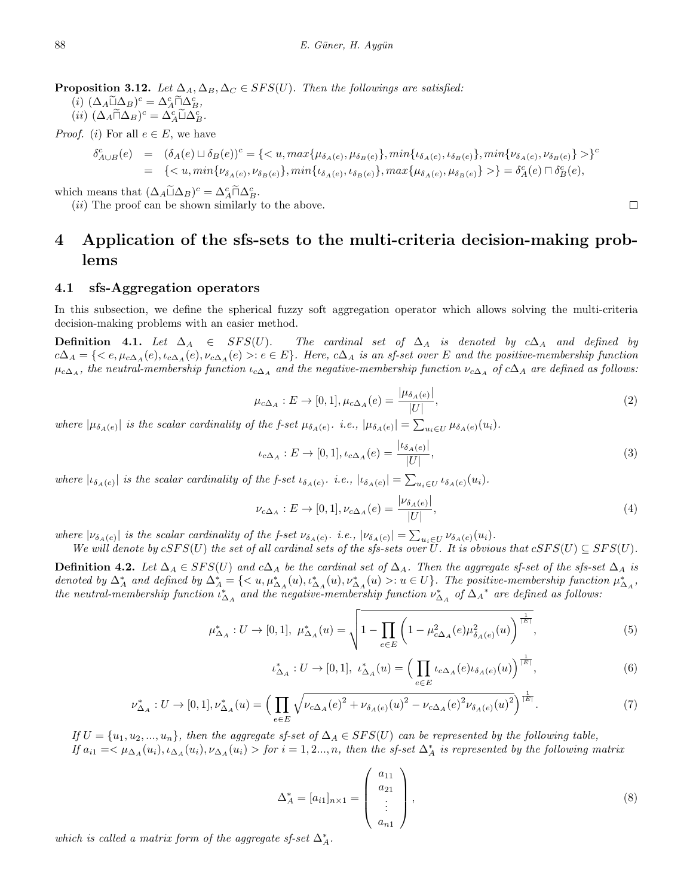**Proposition 3.12.** *Let $\Delta_A, \Delta_B, \Delta_C \in SFS(U)$. Then the followings are satisfied:*

(*i*) $(\Delta_A \widetilde{\sqcup} \Delta_B)^c = \Delta_A^c \widetilde{\sqcap} \Delta_B^c$,

(*ii*) $(\Delta_A \widetilde{\sqcap} \Delta_B)^c = \Delta_A^c \widetilde{\sqcup} \Delta_B^c$.

*Proof.* (*i*) For all $e \in E$, we have

$$
\begin{aligned}
\delta^c_{A\cup B}(e) &= (\delta_A(e) \sqcup \delta_B(e))^c = \{< u, max\{\mu_{\delta_A(e)}, \mu_{\delta_B(e)}\}, min\{\iota_{\delta_A(e)}, \iota_{\delta_B(e)}\}, min\{\nu_{\delta_A(e)}, \nu_{\delta_B(e)}\} >\}^c \\
&= \{< u, min\{\nu_{\delta_A(e)}, \nu_{\delta_B(e)}\}, min\{\iota_{\delta_A(e)}, \iota_{\delta_B(e)}\}, max\{\mu_{\delta_A(e)}, \mu_{\delta_B(e)}\} >\} = \delta^c_A(e) \sqcap \delta^c_B(e),
\end{aligned}
$$

which means that $(\Delta_A \widetilde{\sqcup} \Delta_B)^c = \Delta_A^c \widetilde{\sqcap} \Delta_B^c$.

(*ii*) The proof can be shown similarly to the above. □

# 4 Application of the sfs-sets to the multi-criteria decision-making problems

## 4.1 sfs-Aggregation operators

In this subsection, we define the spherical fuzzy soft aggregation operator which allows solving the multi-criteria decision-making problems with an easier method.

**Definition 4.1.** *Let $\Delta_A \in SFS(U)$. The cardinal set of $\Delta_A$ is denoted by $c\Delta_A$ and defined by $c\Delta_A = \{< e, \mu_{c\Delta_A}(e), \iota_{c\Delta_A}(e), \nu_{c\Delta_A}(e) >: e \in E\}$. Here, $c\Delta_A$ is an sf-set over $E$ and the positive-membership function $\mu_{c\Delta_A}$, the neutral-membership function $\iota_{c\Delta_A}$ and the negative-membership function $\nu_{c\Delta_A}$ of $c\Delta_A$ are defined as follows:*

$$
\mu_{c\Delta_A} : E \to [0,1], \mu_{c\Delta_A}(e) = \frac{|\mu_{\delta_A(e)}|}{|U|}, \tag{2}
$$

*where $|\mu_{\delta_A(e)}|$ is the scalar cardinality of the f-set $\mu_{\delta_A(e)}$. i.e., $|\mu_{\delta_A(e)}| = \sum_{u_i \in U} \mu_{\delta_A(e)}(u_i)$.*

$$
\iota_{c\Delta_A} : E \to [0,1], \iota_{c\Delta_A}(e) = \frac{|\iota_{\delta_A(e)}|}{|U|}, \tag{3}
$$

*where $|\iota_{\delta_A(e)}|$ is the scalar cardinality of the f-set $\iota_{\delta_A(e)}$. i.e., $|\iota_{\delta_A(e)}| = \sum_{u_i \in U} \iota_{\delta_A(e)}(u_i)$.*

$$
\nu_{c\Delta_A} : E \to [0,1], \nu_{c\Delta_A}(e) = \frac{|\nu_{\delta_A(e)}|}{|U|}, \tag{4}
$$

*where $|\nu_{\delta_A(e)}|$ is the scalar cardinality of the f-set $\nu_{\delta_A(e)}$. i.e., $|\nu_{\delta_A(e)}| = \sum_{u_i \in U} \nu_{\delta_A(e)}(u_i)$.*

*We will denote by $cSFS(U)$ the set of all cardinal sets of the sfs-sets over $U$. It is obvious that $cSFS(U) \subseteq SFS(U)$.*

**Definition 4.2.** *Let $\Delta_A \in SFS(U)$ and $c\Delta_A$ be the cardinal set of $\Delta_A$. Then the aggregate sf-set of the sfs-set $\Delta_A$ is denoted by $\Delta^*_A$ and defined by $\Delta^*_A = \{< u, \mu^*_{\Delta_A}(u), \iota^*_{\Delta_A}(u), \nu^*_{\Delta_A}(u) >: u \in U\}$. The positive-membership function $\mu^*_{\Delta_A}$, the neutral-membership function $\iota^*_{\Delta_A}$ and the negative-membership function $\nu^*_{\Delta_A}$ of $\Delta_A{}^*$ are defined as follows:*

$$
\mu^*_{\Delta_A} : U \to [0,1], \; \mu^*_{\Delta_A}(u) = \sqrt{1 - \prod_{e \in E} \left(1 - \mu^2_{c\Delta_A}(e)\mu^2_{\delta_A(e)}(u)\right)^{\frac{1}{|E|}}}, \tag{5}
$$

$$
\iota^*_{\Delta_A} : U \to [0,1], \; \iota^*_{\Delta_A}(u) = \Big(\prod_{e \in E} \iota_{c\Delta_A}(e)\iota_{\delta_A(e)}(u)\Big)^{\frac{1}{|E|}}, \tag{6}
$$

$$
\nu^*_{\Delta_A} : U \to [0,1], \nu^*_{\Delta_A}(u) = \Big(\prod_{e \in E} \sqrt{\nu_{c\Delta_A}(e)^2 + \nu_{\delta_A(e)}(u)^2 - \nu_{c\Delta_A}(e)^2 \nu_{\delta_A(e)}(u)^2}\Big)^{\frac{1}{|E|}}. \tag{7}
$$

*If $U = \{u_1, u_2, ..., u_n\}$, then the aggregate sf-set of $\Delta_A \in SFS(U)$ can be represented by the following table,*

*If $a_{i1} =< \mu_{\Delta_A}(u_i), \iota_{\Delta_A}(u_i), \nu_{\Delta_A}(u_i) >$ for $i = 1, 2..., n$, then the sf-set $\Delta^*_A$ is represented by the following matrix*

$$
\Delta^*_A = [a_{i1}]_{n \times 1} = \begin{pmatrix} a_{11} \\ a_{21} \\ \vdots \\ a_{n1} \end{pmatrix}, \tag{8}
$$

*which is called a matrix form of the aggregate sf-set $\Delta^*_A$.*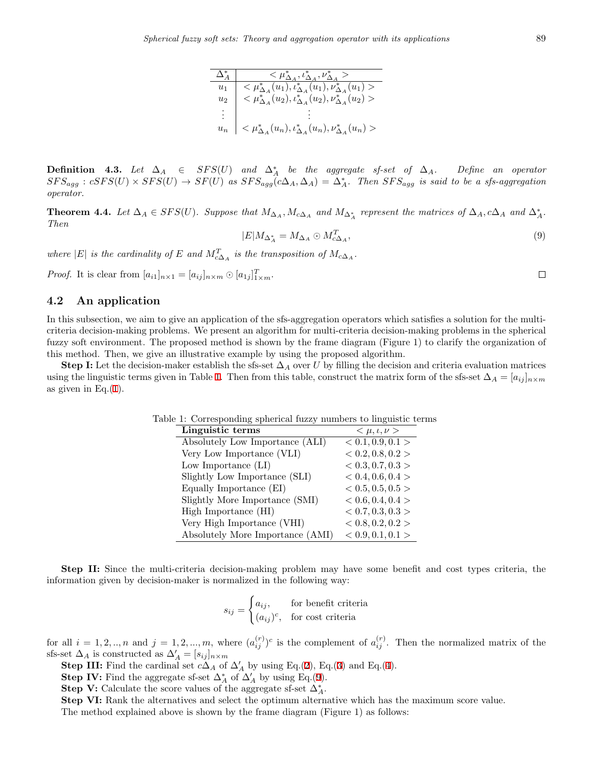| $\Delta_A^*$ | $<\mu_{\Delta_A}^*, \iota_{\Delta_A}^*, \nu_{\Delta_A}^*>$ |
|---|---|
| $u_1$ | $<\mu_{\Delta_A}^*(u_1), \iota_{\Delta_A}^*(u_1), \nu_{\Delta_A}^*(u_1)>$ |
| $u_2$ | $<\mu_{\Delta_A}^*(u_2), \iota_{\Delta_A}^*(u_2), \nu_{\Delta_A}^*(u_2)>$ |
| $\vdots$ | $\vdots$ |
| $u_n$ | $<\mu_{\Delta_A}^*(u_n), \iota_{\Delta_A}^*(u_n), \nu_{\Delta_A}^*(u_n)>$ |

**Definition 4.3.** *Let $\Delta_A \in SFS(U)$ and $\Delta_A^*$ be the aggregate sf-set of $\Delta_A$. Define an operator $SFS_{agg} : cSFS(U) \times SFS(U) \to SF(U)$ as $SFS_{agg}(c\Delta_A, \Delta_A) = \Delta_A^*$. Then $SFS_{agg}$ is said to be a sfs-aggregation operator.*

**Theorem 4.4.** *Let $\Delta_A \in SFS(U)$. Suppose that $M_{\Delta_A}, M_{c\Delta_A}$ and $M_{\Delta_A^*}$ represent the matrices of $\Delta_A, c\Delta_A$ and $\Delta_A^*$. Then*

$$|E|M_{\Delta_A^*} = M_{\Delta_A} \odot M_{c\Delta_A}^T, \tag{9}$$

*where $|E|$ is the cardinality of $E$ and $M_{c\Delta_A}^T$ is the transposition of $M_{c\Delta_A}$.*

*Proof.* It is clear from $[a_{i1}]_{n\times 1} = [a_{ij}]_{n\times m} \odot [a_{1j}]_{1\times m}^T$. □

## 4.2 An application

In this subsection, we aim to give an application of the sfs-aggregation operators which satisfies a solution for the multi-criteria decision-making problems. We present an algorithm for multi-criteria decision-making problems in the spherical fuzzy soft environment. The proposed method is shown by the frame diagram (Figure 1) to clarify the organization of this method. Then, we give an illustrative example by using the proposed algorithm.

**Step I:** Let the decision-maker establish the sfs-set $\Delta_A$ over $U$ by filling the decision and criteria evaluation matrices using the linguistic terms given in Table 1. Then from this table, construct the matrix form of the sfs-set $\Delta_A = [a_{ij}]_{n\times m}$ as given in Eq.(1).

Table 1: Corresponding spherical fuzzy numbers to linguistic terms

| **Linguistic terms** | $<\mu, \iota, \nu>$ |
|---|---|
| Absolutely Low Importance (ALI) | $<0.1, 0.9, 0.1>$ |
| Very Low Importance (VLI) | $<0.2, 0.8, 0.2>$ |
| Low Importance (LI) | $<0.3, 0.7, 0.3>$ |
| Slightly Low Importance (SLI) | $<0.4, 0.6, 0.4>$ |
| Equally Importance (EI) | $<0.5, 0.5, 0.5>$ |
| Slightly More Importance (SMI) | $<0.6, 0.4, 0.4>$ |
| High Importance (HI) | $<0.7, 0.3, 0.3>$ |
| Very High Importance (VHI) | $<0.8, 0.2, 0.2>$ |
| Absolutely More Importance (AMI) | $<0.9, 0.1, 0.1>$ |

**Step II:** Since the multi-criteria decision-making problem may have some benefit and cost types criteria, the information given by decision-maker is normalized in the following way:

$$s_{ij} = \begin{cases} a_{ij}, & \text{for benefit criteria} \\ (a_{ij})^c, & \text{for cost criteria} \end{cases}$$

for all $i = 1, 2, .., n$ and $j = 1, 2, ..., m$, where $(a_{ij}^{(r)})^c$ is the complement of $a_{ij}^{(r)}$. Then the normalized matrix of the sfs-set $\Delta_A$ is constructed as $\Delta_A' = [s_{ij}]_{n\times m}$

**Step III:** Find the cardinal set $c\Delta_A$ of $\Delta_A'$ by using Eq.(2), Eq.(3) and Eq.(4).

**Step IV:** Find the aggregate sf-set $\Delta_A^*$ of $\Delta_A'$ by using Eq.(9).

**Step V:** Calculate the score values of the aggregate sf-set $\Delta_A^*$.

**Step VI:** Rank the alternatives and select the optimum alternative which has the maximum score value.

The method explained above is shown by the frame diagram (Figure 1) as follows: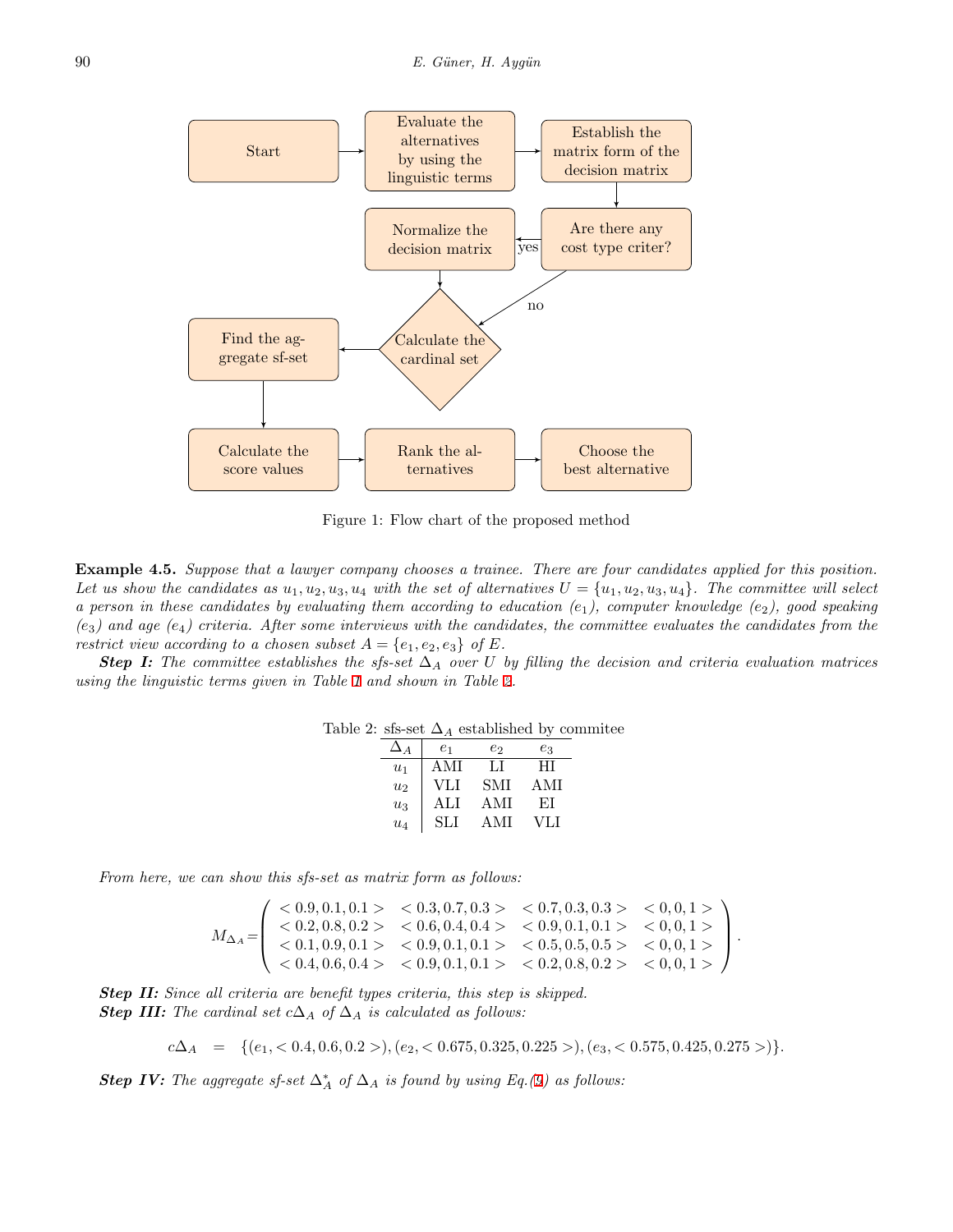Figure 1: Flow chart of the proposed method

**Example 4.5.** *Suppose that a lawyer company chooses a trainee. There are four candidates applied for this position. Let us show the candidates as $u_1, u_2, u_3, u_4$ with the set of alternatives $U = \{u_1, u_2, u_3, u_4\}$. The committee will select a person in these candidates by evaluating them according to education ($e_1$), computer knowledge ($e_2$), good speaking ($e_3$) and age ($e_4$) criteria. After some interviews with the candidates, the committee evaluates the candidates from the restrict view according to a chosen subset $A = \{e_1, e_2, e_3\}$ of $E$.*

***Step I:*** *The committee establishes the sfs-set $\Delta_A$ over $U$ by filling the decision and criteria evaluation matrices using the linguistic terms given in Table 1 and shown in Table 2.*

Table 2: sfs-set $\Delta_A$ established by commitee

| $\Delta_A$ | $e_1$ | $e_2$ | $e_3$ |
|---|---|---|---|
| $u_1$ | AMI | LI | HI |
| $u_2$ | VLI | SMI | AMI |
| $u_3$ | ALI | AMI | EI |
| $u_4$ | SLI | AMI | VLI |

*From here, we can show this sfs-set as matrix form as follows:*

$$M_{\Delta_A} = \begin{pmatrix} <0.9, 0.1, 0.1> & <0.3, 0.7, 0.3> & <0.7, 0.3, 0.3> & <0, 0, 1> \\ <0.2, 0.8, 0.2> & <0.6, 0.4, 0.4> & <0.9, 0.1, 0.1> & <0, 0, 1> \\ <0.1, 0.9, 0.1> & <0.9, 0.1, 0.1> & <0.5, 0.5, 0.5> & <0, 0, 1> \\ <0.4, 0.6, 0.4> & <0.9, 0.1, 0.1> & <0.2, 0.8, 0.2> & <0, 0, 1> \end{pmatrix}.$$

***Step II:*** *Since all criteria are benefit types criteria, this step is skipped.*
***Step III:*** *The cardinal set $c\Delta_A$ of $\Delta_A$ is calculated as follows:*

$$c\Delta_A = \{(e_1, <0.4, 0.6, 0.2>), (e_2, <0.675, 0.325, 0.225>), (e_3, <0.575, 0.425, 0.275>)\}.$$

***Step IV:*** *The aggregate sf-set $\Delta_A^*$ of $\Delta_A$ is found by using Eq.(9) as follows:*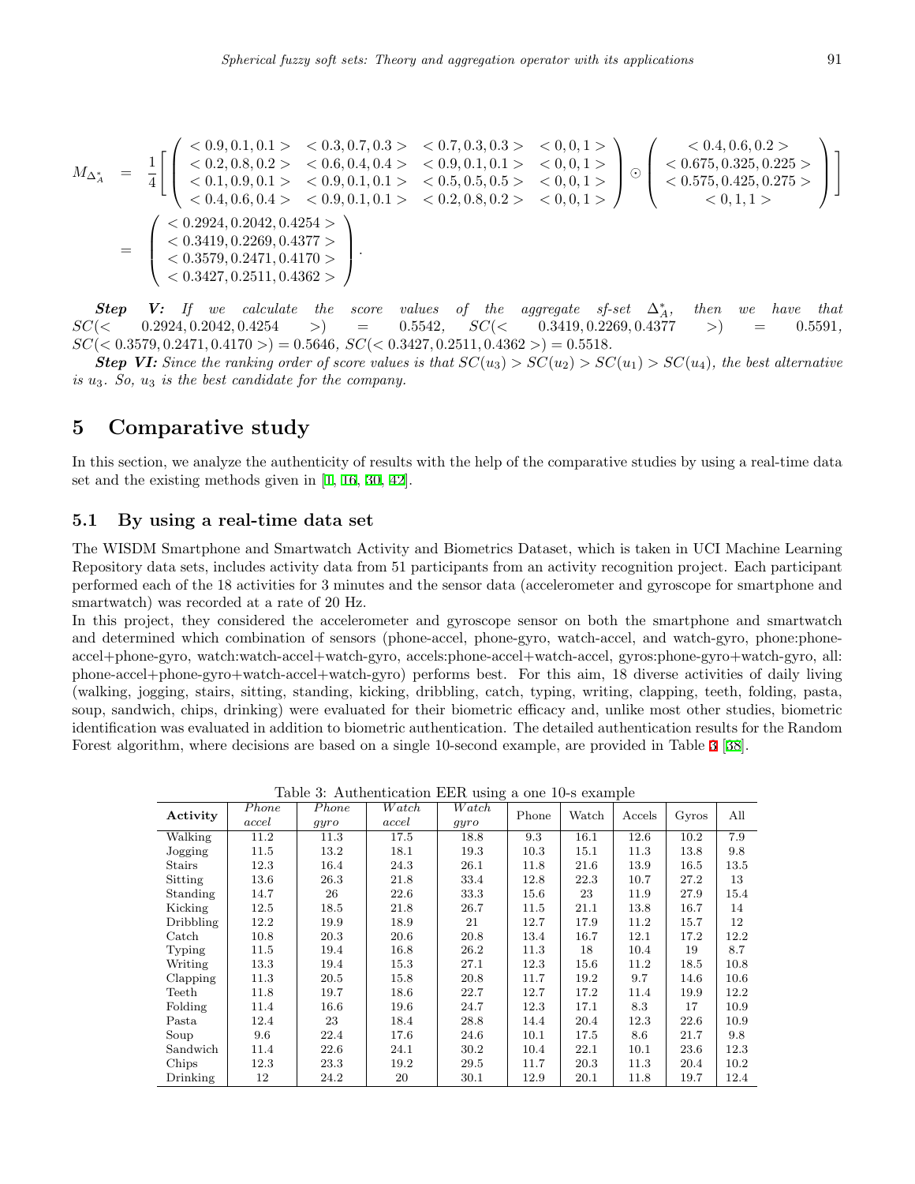$$
M_{\Delta_A^*} = \frac{1}{4}\left[\begin{pmatrix} <0.9,0.1,0.1> & <0.3,0.7,0.3> & <0.7,0.3,0.3> & <0,0,1> \\ <0.2,0.8,0.2> & <0.6,0.4,0.4> & <0.9,0.1,0.1> & <0,0,1> \\ <0.1,0.9,0.1> & <0.9,0.1,0.1> & <0.5,0.5,0.5> & <0,0,1> \\ <0.4,0.6,0.4> & <0.9,0.1,0.1> & <0.2,0.8,0.2> & <0,0,1> \end{pmatrix} \odot \begin{pmatrix} <0.4,0.6,0.2> \\ <0.675,0.325,0.225> \\ <0.575,0.425,0.275> \\ <0,1,1> \end{pmatrix}\right]
$$

$$
= \begin{pmatrix} <0.2924,0.2042,0.4254> \\ <0.3419,0.2269,0.4377> \\ <0.3579,0.2471,0.4170> \\ <0.3427,0.2511,0.4362> \end{pmatrix}.
$$

***Step V:*** *If we calculate the score values of the aggregate sf-set* $\Delta_A^*$*, then we have that* $SC(<0.2924,0.2042,0.4254>) = 0.5542$, $SC(<0.3419,0.2269,0.4377>) = 0.5591$, $SC(<0.3579,0.2471,0.4170>) = 0.5646$, $SC(<0.3427,0.2511,0.4362>) = 0.5518$.

***Step VI:*** *Since the ranking order of score values is that* $SC(u_3) > SC(u_2) > SC(u_1) > SC(u_4)$*, the best alternative is* $u_3$*. So,* $u_3$ *is the best candidate for the company.*

## 5 Comparative study

In this section, we analyze the authenticity of results with the help of the comparative studies by using a real-time data set and the existing methods given in [1, 16, 30, 42].

### 5.1 By using a real-time data set

The WISDM Smartphone and Smartwatch Activity and Biometrics Dataset, which is taken in UCI Machine Learning Repository data sets, includes activity data from 51 participants from an activity recognition project. Each participant performed each of the 18 activities for 3 minutes and the sensor data (accelerometer and gyroscope for smartphone and smartwatch) was recorded at a rate of 20 Hz.

In this project, they considered the accelerometer and gyroscope sensor on both the smartphone and smartwatch and determined which combination of sensors (phone-accel, phone-gyro, watch-accel, and watch-gyro, phone:phone-accel+phone-gyro, watch:watch-accel+watch-gyro, accels:phone-accel+watch-accel, gyros:phone-gyro+watch-gyro, all: phone-accel+phone-gyro+watch-accel+watch-gyro) performs best. For this aim, 18 diverse activities of daily living (walking, jogging, stairs, sitting, standing, kicking, dribbling, catch, typing, writing, clapping, teeth, folding, pasta, soup, sandwich, chips, drinking) were evaluated for their biometric efficacy and, unlike most other studies, biometric identification was evaluated in addition to biometric authentication. The detailed authentication results for the Random Forest algorithm, where decisions are based on a single 10-second example, are provided in Table 3 [38].

Table 3: Authentication EER using a one 10-s example

| **Activity** | *Phone accel* | *Phone gyro* | *Watch accel* | *Watch gyro* | Phone | Watch | Accels | Gyros | All |
|---|---|---|---|---|---|---|---|---|---|
| Walking | 11.2 | 11.3 | 17.5 | 18.8 | 9.3 | 16.1 | 12.6 | 10.2 | 7.9 |
| Jogging | 11.5 | 13.2 | 18.1 | 19.3 | 10.3 | 15.1 | 11.3 | 13.8 | 9.8 |
| Stairs | 12.3 | 16.4 | 24.3 | 26.1 | 11.8 | 21.6 | 13.9 | 16.5 | 13.5 |
| Sitting | 13.6 | 26.3 | 21.8 | 33.4 | 12.8 | 22.3 | 10.7 | 27.2 | 13 |
| Standing | 14.7 | 26 | 22.6 | 33.3 | 15.6 | 23 | 11.9 | 27.9 | 15.4 |
| Kicking | 12.5 | 18.5 | 21.8 | 26.7 | 11.5 | 21.1 | 13.8 | 16.7 | 14 |
| Dribbling | 12.2 | 19.9 | 18.9 | 21 | 12.7 | 17.9 | 11.2 | 15.7 | 12 |
| Catch | 10.8 | 20.3 | 20.6 | 20.8 | 13.4 | 16.7 | 12.1 | 17.2 | 12.2 |
| Typing | 11.5 | 19.4 | 16.8 | 26.2 | 11.3 | 18 | 10.4 | 19 | 8.7 |
| Writing | 13.3 | 19.4 | 15.3 | 27.1 | 12.3 | 15.6 | 11.2 | 18.5 | 10.8 |
| Clapping | 11.3 | 20.5 | 15.8 | 20.8 | 11.7 | 19.2 | 9.7 | 14.6 | 10.6 |
| Teeth | 11.8 | 19.7 | 18.6 | 22.7 | 12.7 | 17.2 | 11.4 | 19.9 | 12.2 |
| Folding | 11.4 | 16.6 | 19.6 | 24.7 | 12.3 | 17.1 | 8.3 | 17 | 10.9 |
| Pasta | 12.4 | 23 | 18.4 | 28.8 | 14.4 | 20.4 | 12.3 | 22.6 | 10.9 |
| Soup | 9.6 | 22.4 | 17.6 | 24.6 | 10.1 | 17.5 | 8.6 | 21.7 | 9.8 |
| Sandwich | 11.4 | 22.6 | 24.1 | 30.2 | 10.4 | 22.1 | 10.1 | 23.6 | 12.3 |
| Chips | 12.3 | 23.3 | 19.2 | 29.5 | 11.7 | 20.3 | 11.3 | 20.4 | 10.2 |
| Drinking | 12 | 24.2 | 20 | 30.1 | 12.9 | 20.1 | 11.8 | 19.7 | 12.4 |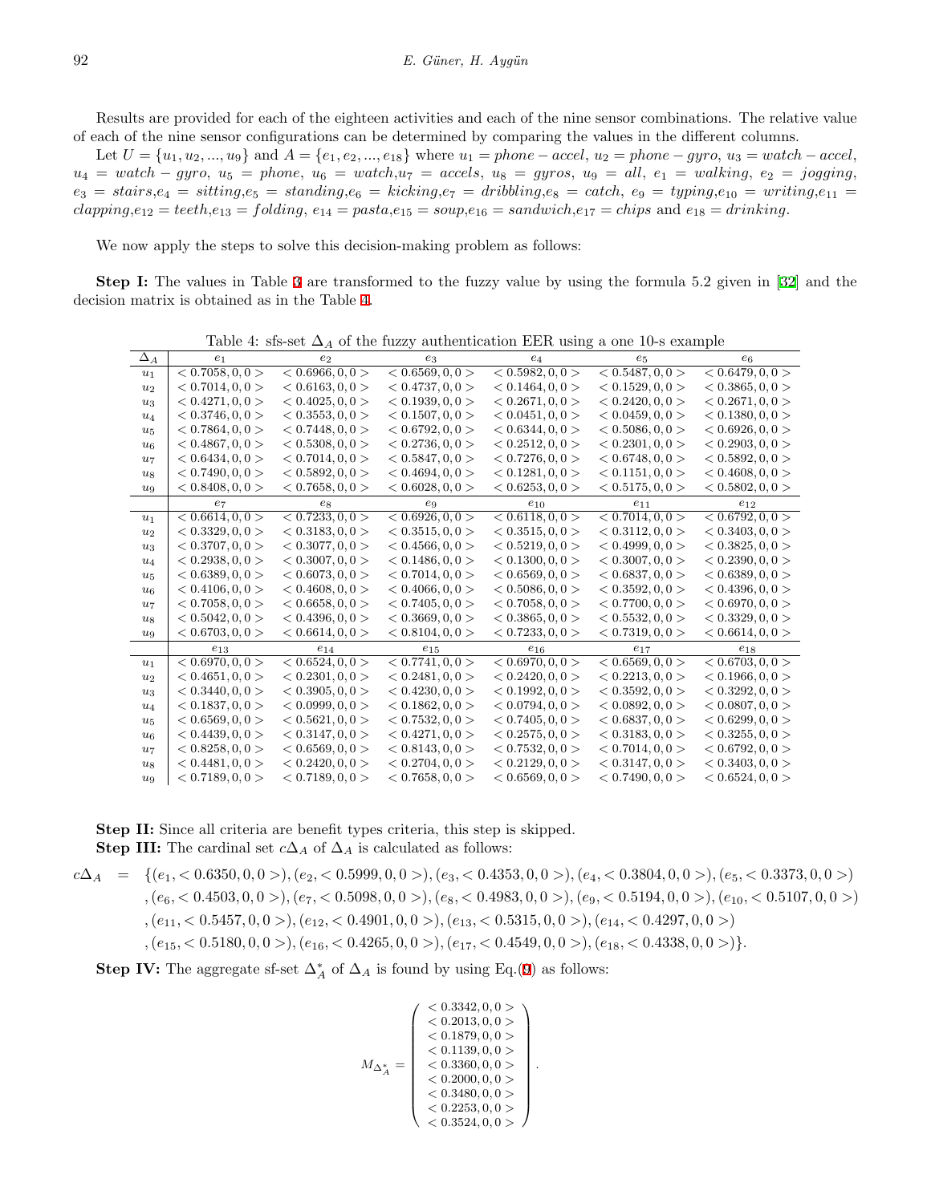Results are provided for each of the eighteen activities and each of the nine sensor combinations. The relative value of each of the nine sensor configurations can be determined by comparing the values in the different columns.

Let $U = \{u_1, u_2, ..., u_9\}$ and $A = \{e_1, e_2, ..., e_{18}\}$ where $u_1 = phone-accel$, $u_2 = phone-gyro$, $u_3 = watch-accel$, $u_4 = watch-gyro$, $u_5 = phone$, $u_6 = watch$, $u_7 = accels$, $u_8 = gyros$, $u_9 = all$, $e_1 = walking$, $e_2 = jogging$, $e_3 = stairs$, $e_4 = sitting$, $e_5 = standing$, $e_6 = kicking$, $e_7 = dribbling$, $e_8 = catch$, $e_9 = typing$, $e_{10} = writing$, $e_{11} = clapping$, $e_{12} = teeth$, $e_{13} = folding$, $e_{14} = pasta$, $e_{15} = soup$, $e_{16} = sandwich$, $e_{17} = chips$ and $e_{18} = drinking$.

We now apply the steps to solve this decision-making problem as follows:

**Step I:** The values in Table 3 are transformed to the fuzzy value by using the formula 5.2 given in [32] and the decision matrix is obtained as in the Table 4.

Table 4: sfs-set $\Delta_A$ of the fuzzy authentication EER using a one 10-s example

| $\Delta_A$ | $e_1$ | $e_2$ | $e_3$ | $e_4$ | $e_5$ | $e_6$ |
|---|---|---|---|---|---|---|
| $u_1$ | $<0.7058, 0, 0>$ | $<0.6966, 0, 0>$ | $<0.6569, 0, 0>$ | $<0.5982, 0, 0>$ | $<0.5487, 0, 0>$ | $<0.6479, 0, 0>$ |
| $u_2$ | $<0.7014, 0, 0>$ | $<0.6163, 0, 0>$ | $<0.4737, 0, 0>$ | $<0.1464, 0, 0>$ | $<0.1529, 0, 0>$ | $<0.3865, 0, 0>$ |
| $u_3$ | $<0.4271, 0, 0>$ | $<0.4025, 0, 0>$ | $<0.1939, 0, 0>$ | $<0.2671, 0, 0>$ | $<0.2420, 0, 0>$ | $<0.2671, 0, 0>$ |
| $u_4$ | $<0.3746, 0, 0>$ | $<0.3553, 0, 0>$ | $<0.1507, 0, 0>$ | $<0.0451, 0, 0>$ | $<0.0459, 0, 0>$ | $<0.1380, 0, 0>$ |
| $u_5$ | $<0.7864, 0, 0>$ | $<0.7448, 0, 0>$ | $<0.6792, 0, 0>$ | $<0.6344, 0, 0>$ | $<0.5086, 0, 0>$ | $<0.6926, 0, 0>$ |
| $u_6$ | $<0.4867, 0, 0>$ | $<0.5308, 0, 0>$ | $<0.2736, 0, 0>$ | $<0.2512, 0, 0>$ | $<0.2301, 0, 0>$ | $<0.2903, 0, 0>$ |
| $u_7$ | $<0.6434, 0, 0>$ | $<0.7014, 0, 0>$ | $<0.5847, 0, 0>$ | $<0.7276, 0, 0>$ | $<0.6748, 0, 0>$ | $<0.5892, 0, 0>$ |
| $u_8$ | $<0.7490, 0, 0>$ | $<0.5892, 0, 0>$ | $<0.4694, 0, 0>$ | $<0.1281, 0, 0>$ | $<0.1151, 0, 0>$ | $<0.4608, 0, 0>$ |
| $u_9$ | $<0.8408, 0, 0>$ | $<0.7658, 0, 0>$ | $<0.6028, 0, 0>$ | $<0.6253, 0, 0>$ | $<0.5175, 0, 0>$ | $<0.5802, 0, 0>$ |
| | $e_7$ | $e_8$ | $e_9$ | $e_{10}$ | $e_{11}$ | $e_{12}$ |
| $u_1$ | $<0.6614, 0, 0>$ | $<0.7233, 0, 0>$ | $<0.6926, 0, 0>$ | $<0.6118, 0, 0>$ | $<0.7014, 0, 0>$ | $<0.6792, 0, 0>$ |
| $u_2$ | $<0.3329, 0, 0>$ | $<0.3183, 0, 0>$ | $<0.3515, 0, 0>$ | $<0.3515, 0, 0>$ | $<0.3112, 0, 0>$ | $<0.3403, 0, 0>$ |
| $u_3$ | $<0.3707, 0, 0>$ | $<0.3077, 0, 0>$ | $<0.4566, 0, 0>$ | $<0.5219, 0, 0>$ | $<0.4999, 0, 0>$ | $<0.3825, 0, 0>$ |
| $u_4$ | $<0.2938, 0, 0>$ | $<0.3007, 0, 0>$ | $<0.1486, 0, 0>$ | $<0.1300, 0, 0>$ | $<0.3007, 0, 0>$ | $<0.2390, 0, 0>$ |
| $u_5$ | $<0.6389, 0, 0>$ | $<0.6073, 0, 0>$ | $<0.7014, 0, 0>$ | $<0.6569, 0, 0>$ | $<0.6837, 0, 0>$ | $<0.6389, 0, 0>$ |
| $u_6$ | $<0.4106, 0, 0>$ | $<0.4608, 0, 0>$ | $<0.4066, 0, 0>$ | $<0.5086, 0, 0>$ | $<0.3592, 0, 0>$ | $<0.4396, 0, 0>$ |
| $u_7$ | $<0.7058, 0, 0>$ | $<0.6658, 0, 0>$ | $<0.7405, 0, 0>$ | $<0.7058, 0, 0>$ | $<0.7700, 0, 0>$ | $<0.6970, 0, 0>$ |
| $u_8$ | $<0.5042, 0, 0>$ | $<0.4396, 0, 0>$ | $<0.3669, 0, 0>$ | $<0.3865, 0, 0>$ | $<0.5532, 0, 0>$ | $<0.3329, 0, 0>$ |
| $u_9$ | $<0.6703, 0, 0>$ | $<0.6614, 0, 0>$ | $<0.8104, 0, 0>$ | $<0.7233, 0, 0>$ | $<0.7319, 0, 0>$ | $<0.6614, 0, 0>$ |
| | $e_{13}$ | $e_{14}$ | $e_{15}$ | $e_{16}$ | $e_{17}$ | $e_{18}$ |
| $u_1$ | $<0.6970, 0, 0>$ | $<0.6524, 0, 0>$ | $<0.7741, 0, 0>$ | $<0.6970, 0, 0>$ | $<0.6569, 0, 0>$ | $<0.6703, 0, 0>$ |
| $u_2$ | $<0.4651, 0, 0>$ | $<0.2301, 0, 0>$ | $<0.2481, 0, 0>$ | $<0.2420, 0, 0>$ | $<0.2213, 0, 0>$ | $<0.1966, 0, 0>$ |
| $u_3$ | $<0.3440, 0, 0>$ | $<0.3905, 0, 0>$ | $<0.4230, 0, 0>$ | $<0.1992, 0, 0>$ | $<0.3592, 0, 0>$ | $<0.3292, 0, 0>$ |
| $u_4$ | $<0.1837, 0, 0>$ | $<0.0999, 0, 0>$ | $<0.1862, 0, 0>$ | $<0.0794, 0, 0>$ | $<0.0892, 0, 0>$ | $<0.0807, 0, 0>$ |
| $u_5$ | $<0.6569, 0, 0>$ | $<0.5621, 0, 0>$ | $<0.7532, 0, 0>$ | $<0.7405, 0, 0>$ | $<0.6837, 0, 0>$ | $<0.6299, 0, 0>$ |
| $u_6$ | $<0.4439, 0, 0>$ | $<0.3147, 0, 0>$ | $<0.4271, 0, 0>$ | $<0.2575, 0, 0>$ | $<0.3183, 0, 0>$ | $<0.3255, 0, 0>$ |
| $u_7$ | $<0.8258, 0, 0>$ | $<0.6569, 0, 0>$ | $<0.8143, 0, 0>$ | $<0.7532, 0, 0>$ | $<0.7014, 0, 0>$ | $<0.6792, 0, 0>$ |
| $u_8$ | $<0.4481, 0, 0>$ | $<0.2420, 0, 0>$ | $<0.2704, 0, 0>$ | $<0.2129, 0, 0>$ | $<0.3147, 0, 0>$ | $<0.3403, 0, 0>$ |
| $u_9$ | $<0.7189, 0, 0>$ | $<0.7189, 0, 0>$ | $<0.7658, 0, 0>$ | $<0.6569, 0, 0>$ | $<0.7490, 0, 0>$ | $<0.6524, 0, 0>$ |

**Step II:** Since all criteria are benefit types criteria, this step is skipped.

**Step III:** The cardinal set $c\Delta_A$ of $\Delta_A$ is calculated as follows:

$$
\begin{aligned}
c\Delta_A \;=\; & \{(e_1, <0.6350, 0, 0>), (e_2, <0.5999, 0, 0>), (e_3, <0.4353, 0, 0>), (e_4, <0.3804, 0, 0>), (e_5, <0.3373, 0, 0>) \\
& , (e_6, <0.4503, 0, 0>), (e_7, <0.5098, 0, 0>), (e_8, <0.4983, 0, 0>), (e_9, <0.5194, 0, 0>), (e_{10}, <0.5107, 0, 0>) \\
& , (e_{11}, <0.5457, 0, 0>), (e_{12}, <0.4901, 0, 0>), (e_{13}, <0.5315, 0, 0>), (e_{14}, <0.4297, 0, 0>) \\
& , (e_{15}, <0.5180, 0, 0>), (e_{16}, <0.4265, 0, 0>), (e_{17}, <0.4549, 0, 0>), (e_{18}, <0.4338, 0, 0>)\}.
\end{aligned}
$$

**Step IV:** The aggregate sf-set $\Delta_A^*$ of $\Delta_A$ is found by using Eq.(9) as follows:

$$
M_{\Delta_A^*} = \begin{pmatrix} <0.3342, 0, 0> \\ <0.2013, 0, 0> \\ <0.1879, 0, 0> \\ <0.1139, 0, 0> \\ <0.3360, 0, 0> \\ <0.2000, 0, 0> \\ <0.3480, 0, 0> \\ <0.2253, 0, 0> \\ <0.3524, 0, 0> \end{pmatrix}.
$$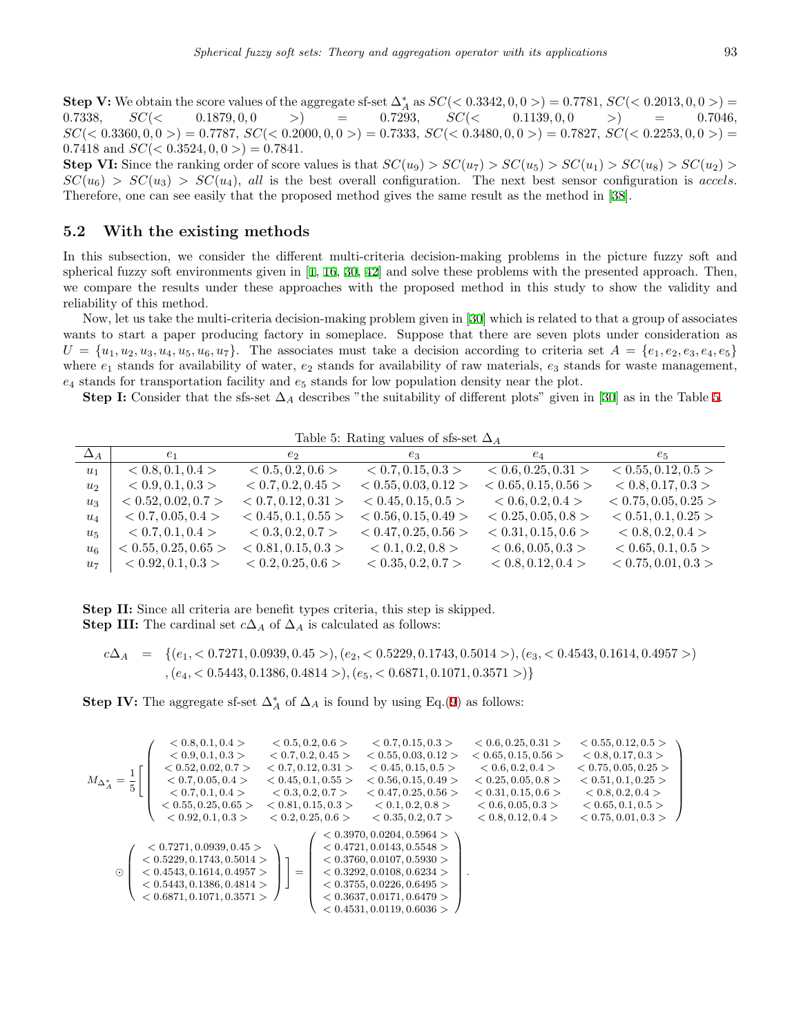**Step V:** We obtain the score values of the aggregate sf-set $\Delta_A^*$ as $SC(<0.3342, 0, 0>) = 0.7781$, $SC(<0.2013, 0, 0>) = 0.7338$, $SC(<0.1879, 0, 0>) = 0.7293$, $SC(<0.1139, 0, 0>) = 0.7046$, $SC(<0.3360, 0, 0>) = 0.7787$, $SC(<0.2000, 0, 0>) = 0.7333$, $SC(<0.3480, 0, 0>) = 0.7827$, $SC(<0.2253, 0, 0>) = 0.7418$ and $SC(<0.3524, 0, 0>) = 0.7841$.

**Step VI:** Since the ranking order of score values is that $SC(u_9) > SC(u_7) > SC(u_5) > SC(u_1) > SC(u_8) > SC(u_2) > SC(u_6) > SC(u_3) > SC(u_4)$, *all* is the best overall configuration. The next best sensor configuration is *accels*. Therefore, one can see easily that the proposed method gives the same result as the method in [38].

## 5.2 With the existing methods

In this subsection, we consider the different multi-criteria decision-making problems in the picture fuzzy soft and spherical fuzzy soft environments given in [1, 16, 30, 42] and solve these problems with the presented approach. Then, we compare the results under these approaches with the proposed method in this study to show the validity and reliability of this method.

Now, let us take the multi-criteria decision-making problem given in [30] which is related to that a group of associates wants to start a paper producing factory in someplace. Suppose that there are seven plots under consideration as $U = \{u_1, u_2, u_3, u_4, u_5, u_6, u_7\}$. The associates must take a decision according to criteria set $A = \{e_1, e_2, e_3, e_4, e_5\}$ where $e_1$ stands for availability of water, $e_2$ stands for availability of raw materials, $e_3$ stands for waste management, $e_4$ stands for transportation facility and $e_5$ stands for low population density near the plot.

**Step I:** Consider that the sfs-set $\Delta_A$ describes "the suitability of different plots" given in [30] as in the Table 5.

Table 5: Rating values of sfs-set $\Delta_A$

| $\Delta_A$ | $e_1$ | $e_2$ | $e_3$ | $e_4$ | $e_5$ |
|---|---|---|---|---|---|
| $u_1$ | $<0.8, 0.1, 0.4>$ | $<0.5, 0.2, 0.6>$ | $<0.7, 0.15, 0.3>$ | $<0.6, 0.25, 0.31>$ | $<0.55, 0.12, 0.5>$ |
| $u_2$ | $<0.9, 0.1, 0.3>$ | $<0.7, 0.2, 0.45>$ | $<0.55, 0.03, 0.12>$ | $<0.65, 0.15, 0.56>$ | $<0.8, 0.17, 0.3>$ |
| $u_3$ | $<0.52, 0.02, 0.7>$ | $<0.7, 0.12, 0.31>$ | $<0.45, 0.15, 0.5>$ | $<0.6, 0.2, 0.4>$ | $<0.75, 0.05, 0.25>$ |
| $u_4$ | $<0.7, 0.05, 0.4>$ | $<0.45, 0.1, 0.55>$ | $<0.56, 0.15, 0.49>$ | $<0.25, 0.05, 0.8>$ | $<0.51, 0.1, 0.25>$ |
| $u_5$ | $<0.7, 0.1, 0.4>$ | $<0.3, 0.2, 0.7>$ | $<0.47, 0.25, 0.56>$ | $<0.31, 0.15, 0.6>$ | $<0.8, 0.2, 0.4>$ |
| $u_6$ | $<0.55, 0.25, 0.65>$ | $<0.81, 0.15, 0.3>$ | $<0.1, 0.2, 0.8>$ | $<0.6, 0.05, 0.3>$ | $<0.65, 0.1, 0.5>$ |
| $u_7$ | $<0.92, 0.1, 0.3>$ | $<0.2, 0.25, 0.6>$ | $<0.35, 0.2, 0.7>$ | $<0.8, 0.12, 0.4>$ | $<0.75, 0.01, 0.3>$ |

**Step II:** Since all criteria are benefit types criteria, this step is skipped.

**Step III:** The cardinal set $c\Delta_A$ of $\Delta_A$ is calculated as follows:

$$
\begin{aligned}
c\Delta_A \;=\; & \{(e_1, <0.7271, 0.0939, 0.45>), (e_2, <0.5229, 0.1743, 0.5014>), (e_3, <0.4543, 0.1614, 0.4957>) \\
& , (e_4, <0.5443, 0.1386, 0.4814>), (e_5, <0.6871, 0.1071, 0.3571>)\}
\end{aligned}
$$

**Step IV:** The aggregate sf-set $\Delta_A^*$ of $\Delta_A$ is found by using Eq.(9) as follows:

$$
M_{\Delta_A^*} = \frac{1}{5}\left[\begin{pmatrix}
<0.8, 0.1, 0.4> & <0.5, 0.2, 0.6> & <0.7, 0.15, 0.3> & <0.6, 0.25, 0.31> & <0.55, 0.12, 0.5> \\
<0.9, 0.1, 0.3> & <0.7, 0.2, 0.45> & <0.55, 0.03, 0.12> & <0.65, 0.15, 0.56> & <0.8, 0.17, 0.3> \\
<0.52, 0.02, 0.7> & <0.7, 0.12, 0.31> & <0.45, 0.15, 0.5> & <0.6, 0.2, 0.4> & <0.75, 0.05, 0.25> \\
<0.7, 0.05, 0.4> & <0.45, 0.1, 0.55> & <0.56, 0.15, 0.49> & <0.25, 0.05, 0.8> & <0.51, 0.1, 0.25> \\
<0.7, 0.1, 0.4> & <0.3, 0.2, 0.7> & <0.47, 0.25, 0.56> & <0.31, 0.15, 0.6> & <0.8, 0.2, 0.4> \\
<0.55, 0.25, 0.65> & <0.81, 0.15, 0.3> & <0.1, 0.2, 0.8> & <0.6, 0.05, 0.3> & <0.65, 0.1, 0.5> \\
<0.92, 0.1, 0.3> & <0.2, 0.25, 0.6> & <0.35, 0.2, 0.7> & <0.8, 0.12, 0.4> & <0.75, 0.01, 0.3>
\end{pmatrix}\right.
$$

$$
\left.\odot \begin{pmatrix}
<0.7271, 0.0939, 0.45> \\
<0.5229, 0.1743, 0.5014> \\
<0.4543, 0.1614, 0.4957> \\
<0.5443, 0.1386, 0.4814> \\
<0.6871, 0.1071, 0.3571>
\end{pmatrix}\right] = \begin{pmatrix}
<0.3970, 0.0204, 0.5964> \\
<0.4721, 0.0143, 0.5548> \\
<0.3760, 0.0107, 0.5930> \\
<0.3292, 0.0108, 0.6234> \\
<0.3755, 0.0226, 0.6495> \\
<0.3637, 0.0171, 0.6479> \\
<0.4531, 0.0119, 0.6036>
\end{pmatrix}.
$$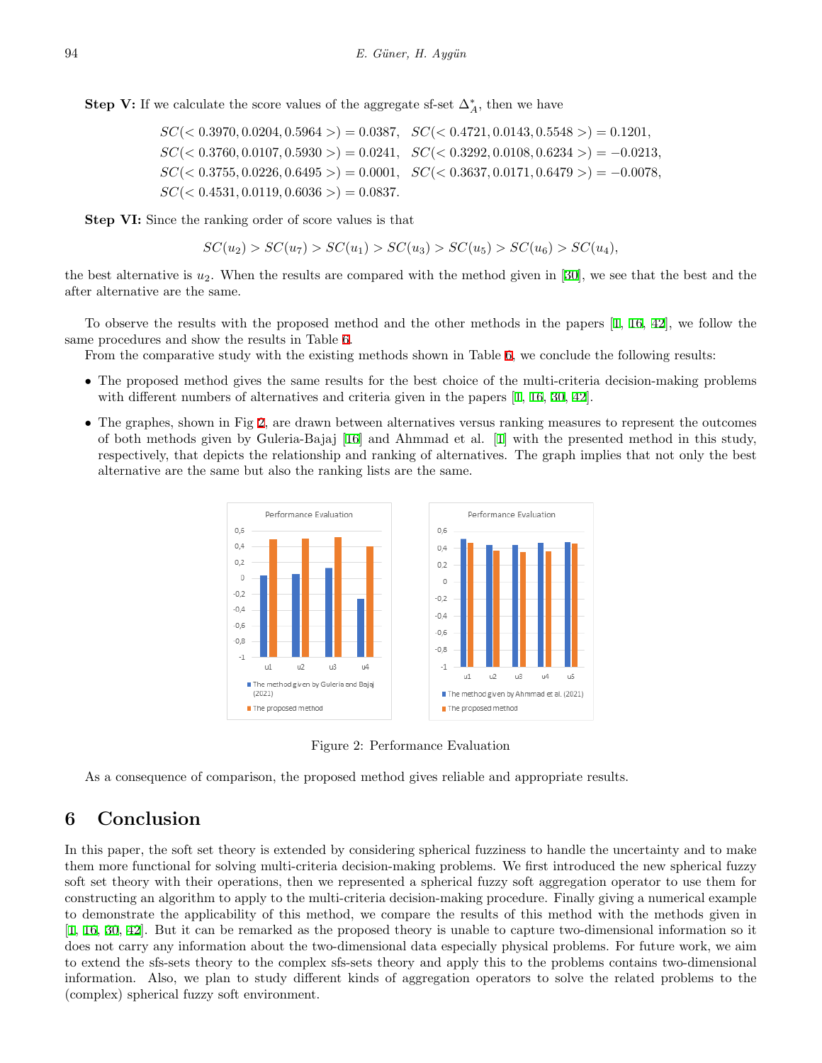**Step V:** If we calculate the score values of the aggregate sf-set $\Delta_A^*$, then we have

$$SC(< 0.3970, 0.0204, 0.5964 >) = 0.0387, \quad SC(< 0.4721, 0.0143, 0.5548 >) = 0.1201,$$
$$SC(< 0.3760, 0.0107, 0.5930 >) = 0.0241, \quad SC(< 0.3292, 0.0108, 0.6234 >) = -0.0213,$$
$$SC(< 0.3755, 0.0226, 0.6495 >) = 0.0001, \quad SC(< 0.3637, 0.0171, 0.6479 >) = -0.0078,$$
$$SC(< 0.4531, 0.0119, 0.6036 >) = 0.0837.$$

**Step VI:** Since the ranking order of score values is that

$$SC(u_2) > SC(u_7) > SC(u_1) > SC(u_3) > SC(u_5) > SC(u_6) > SC(u_4),$$

the best alternative is $u_2$. When the results are compared with the method given in [30], we see that the best and the after alternative are the same.

To observe the results with the proposed method and the other methods in the papers [1, 16, 42], we follow the same procedures and show the results in Table 6.

From the comparative study with the existing methods shown in Table 6, we conclude the following results:

- The proposed method gives the same results for the best choice of the multi-criteria decision-making problems with different numbers of alternatives and criteria given in the papers [1, 16, 30, 42].
- The graphes, shown in Fig 2, are drawn between alternatives versus ranking measures to represent the outcomes of both methods given by Guleria-Bajaj [16] and Ahmmad et al. [1] with the presented method in this study, respectively, that depicts the relationship and ranking of alternatives. The graph implies that not only the best alternative are the same but also the ranking lists are the same.

Figure 2: Performance Evaluation

As a consequence of comparison, the proposed method gives reliable and appropriate results.

# 6 Conclusion

In this paper, the soft set theory is extended by considering spherical fuzziness to handle the uncertainty and to make them more functional for solving multi-criteria decision-making problems. We first introduced the new spherical fuzzy soft set theory with their operations, then we represented a spherical fuzzy soft aggregation operator to use them for constructing an algorithm to apply to the multi-criteria decision-making procedure. Finally giving a numerical example to demonstrate the applicability of this method, we compare the results of this method with the methods given in [1, 16, 30, 42]. But it can be remarked as the proposed theory is unable to capture two-dimensional information so it does not carry any information about the two-dimensional data especially physical problems. For future work, we aim to extend the sfs-sets theory to the complex sfs-sets theory and apply this to the problems contains two-dimensional information. Also, we plan to study different kinds of aggregation operators to solve the related problems to the (complex) spherical fuzzy soft environment.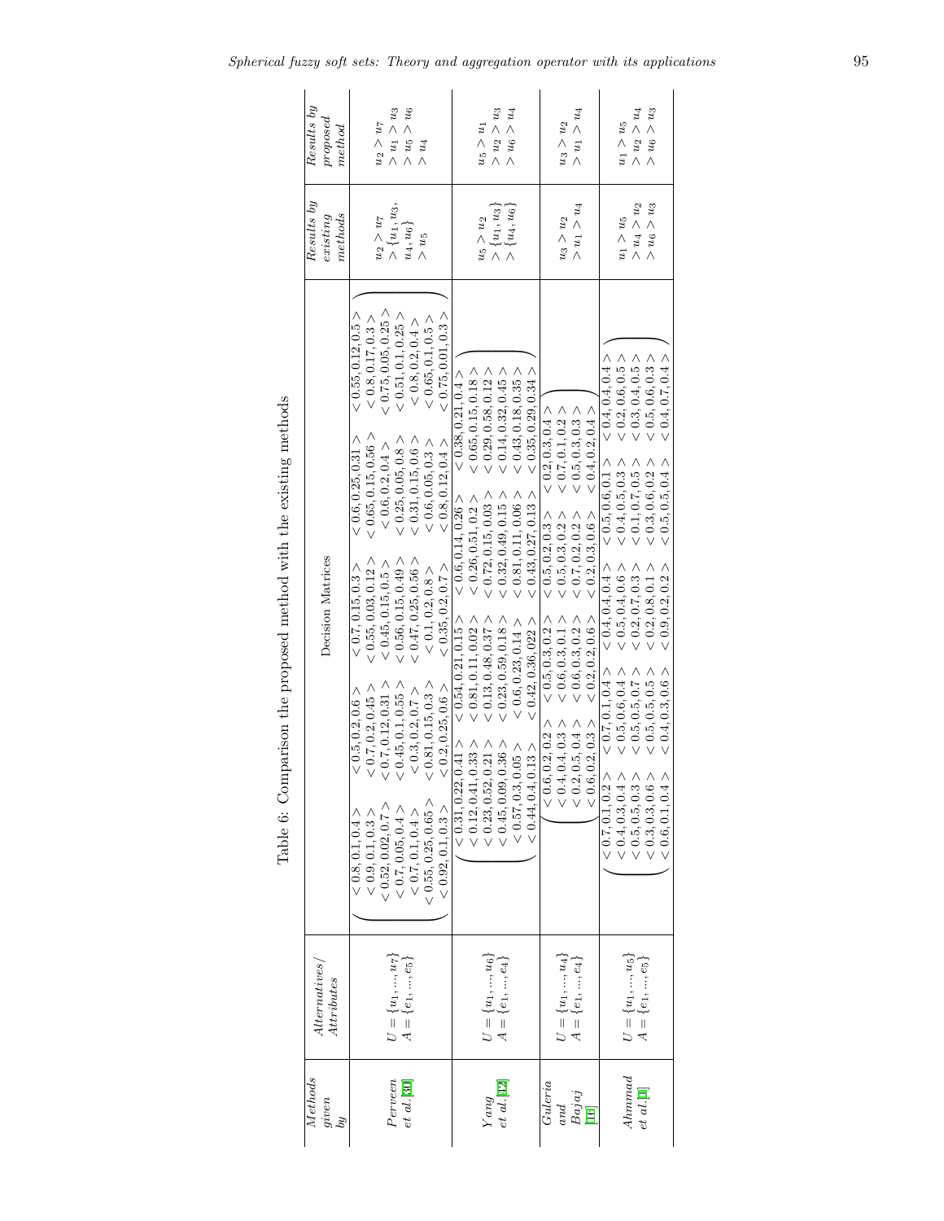Table 6: Comparison the proposed method with the existing methods

| *Methods given by* | *Alternatives/ Attributes* | Decision Matrices | *Results by existing methods* | *Results by proposed method* |
|---|---|---|---|---|
| *Perveen et al.* [30] | $U = \{u_1, ..., u_7\}$ $A = \{e_1, ..., e_5\}$ | $\begin{pmatrix} \langle 0.8, 0.1, 0.4 \rangle & \langle 0.5, 0.2, 0.6 \rangle & \langle 0.7, 0.15, 0.3 \rangle & \langle 0.6, 0.25, 0.31 \rangle & \langle 0.55, 0.12, 0.5 \rangle \\ \langle 0.9, 0.1, 0.3 \rangle & \langle 0.7, 0.2, 0.45 \rangle & \langle 0.55, 0.03, 0.12 \rangle & \langle 0.65, 0.15, 0.56 \rangle & \langle 0.8, 0.17, 0.3 \rangle \\ \langle 0.52, 0.02, 0.7 \rangle & \langle 0.7, 0.12, 0.31 \rangle & \langle 0.45, 0.15, 0.5 \rangle & \langle 0.6, 0.2, 0.4 \rangle & \langle 0.75, 0.05, 0.25 \rangle \\ \langle 0.7, 0.05, 0.4 \rangle & \langle 0.45, 0.1, 0.55 \rangle & \langle 0.56, 0.15, 0.49 \rangle & \langle 0.25, 0.05, 0.8 \rangle & \langle 0.51, 0.1, 0.25 \rangle \\ \langle 0.7, 0.1, 0.4 \rangle & \langle 0.3, 0.2, 0.7 \rangle & \langle 0.47, 0.25, 0.56 \rangle & \langle 0.31, 0.15, 0.6 \rangle & \langle 0.8, 0.2, 0.4 \rangle \\ \langle 0.55, 0.25, 0.65 \rangle & \langle 0.81, 0.15, 0.3 \rangle & \langle 0.1, 0.2, 0.8 \rangle & \langle 0.6, 0.05, 0.3 \rangle & \langle 0.65, 0.1, 0.5 \rangle \\ \langle 0.92, 0.1, 0.3 \rangle & \langle 0.2, 0.25, 0.6 \rangle & \langle 0.35, 0.2, 0.7 \rangle & \langle 0.8, 0.12, 0.4 \rangle & \langle 0.75, 0.01, 0.3 \rangle \end{pmatrix}$ | $u_2 > u_7 > \{u_1, u_3, u_4, u_6\} > u_5$ | $u_2 > u_7 > u_1 > u_3 > u_5 > u_6 > u_4$ |
| *Yang et al.* [42] | $U = \{u_1, ..., u_6\}$ $A = \{e_1, ..., e_4\}$ | $\begin{pmatrix} \langle 0.31, 0.22, 0.41 \rangle & \langle 0.54, 0.21, 0.15 \rangle & \langle 0.6, 0.14, 0.26 \rangle & \langle 0.38, 0.21, 0.4 \rangle \\ \langle 0.12, 0.41, 0.33 \rangle & \langle 0.81, 0.11, 0.02 \rangle & \langle 0.26, 0.51, 0.2 \rangle & \langle 0.65, 0.15, 0.18 \rangle \\ \langle 0.23, 0.52, 0.21 \rangle & \langle 0.13, 0.48, 0.37 \rangle & \langle 0.72, 0.15, 0.03 \rangle & \langle 0.29, 0.58, 0.12 \rangle \\ \langle 0.45, 0.09, 0.36 \rangle & \langle 0.23, 0.59, 0.18 \rangle & \langle 0.32, 0.49, 0.15 \rangle & \langle 0.14, 0.32, 0.45 \rangle \\ \langle 0.57, 0.3, 0.05 \rangle & \langle 0.6, 0.23, 0.14 \rangle & \langle 0.81, 0.11, 0.06 \rangle & \langle 0.43, 0.18, 0.35 \rangle \\ \langle 0.44, 0.4, 0.13 \rangle & \langle 0.42, 0.36, 0.022 \rangle & \langle 0.43, 0.27, 0.13 \rangle & \langle 0.35, 0.29, 0.34 \rangle \end{pmatrix}$ | $u_5 > u_2 > \{u_1, u_3\} > \{u_4, u_6\}$ | $u_5 > u_1 > u_2 > u_3 > u_6 > u_4$ |
| *Guleria and Bajaj* [16] | $U = \{u_1, ..., u_4\}$ $A = \{e_1, ..., e_4\}$ | $\begin{pmatrix} \langle 0.6, 0.2, 0.2 \rangle & \langle 0.5, 0.3, 0.2 \rangle & \langle 0.5, 0.2, 0.3 \rangle & \langle 0.2, 0.3, 0.4 \rangle \\ \langle 0.4, 0.4, 0.3 \rangle & \langle 0.6, 0.3, 0.1 \rangle & \langle 0.5, 0.3, 0.2 \rangle & \langle 0.7, 0.1, 0.2 \rangle \\ \langle 0.2, 0.5, 0.4 \rangle & \langle 0.6, 0.3, 0.2 \rangle & \langle 0.7, 0.2, 0.2 \rangle & \langle 0.5, 0.3, 0.3 \rangle \\ \langle 0.6, 0.2, 0.3 \rangle & \langle 0.2, 0.2, 0.6 \rangle & \langle 0.2, 0.3, 0.6 \rangle & \langle 0.4, 0.2, 0.4 \rangle \end{pmatrix}$ | $u_3 > u_2 > u_1 > u_4$ | $u_3 > u_2 > u_1 > u_4$ |
| *Ahmmad et al.* [1] | $U = \{u_1, ..., u_5\}$ $A = \{e_1, ..., e_5\}$ | $\begin{pmatrix} \langle 0.7, 0.1, 0.2 \rangle & \langle 0.7, 0.1, 0.4 \rangle & \langle 0.4, 0.4, 0.4 \rangle & \langle 0.5, 0.6, 0.1 \rangle & \langle 0.4, 0.4, 0.4 \rangle \\ \langle 0.4, 0.3, 0.4 \rangle & \langle 0.5, 0.6, 0.4 \rangle & \langle 0.5, 0.4, 0.6 \rangle & \langle 0.4, 0.5, 0.3 \rangle & \langle 0.2, 0.6, 0.5 \rangle \\ \langle 0.5, 0.5, 0.3 \rangle & \langle 0.5, 0.5, 0.7 \rangle & \langle 0.2, 0.7, 0.3 \rangle & \langle 0.1, 0.7, 0.5 \rangle & \langle 0.3, 0.4, 0.5 \rangle \\ \langle 0.3, 0.3, 0.6 \rangle & \langle 0.5, 0.5, 0.5 \rangle & \langle 0.2, 0.8, 0.1 \rangle & \langle 0.3, 0.6, 0.2 \rangle & \langle 0.5, 0.6, 0.3 \rangle \\ \langle 0.6, 0.1, 0.4 \rangle & \langle 0.4, 0.3, 0.6 \rangle & \langle 0.9, 0.2, 0.2 \rangle & \langle 0.5, 0.5, 0.4 \rangle & \langle 0.4, 0.7, 0.4 \rangle \end{pmatrix}$ | $u_1 > u_5 > u_4 > u_2 > u_6 > u_3$ | $u_1 > u_5 > u_2 > u_4 > u_6 > u_3$ |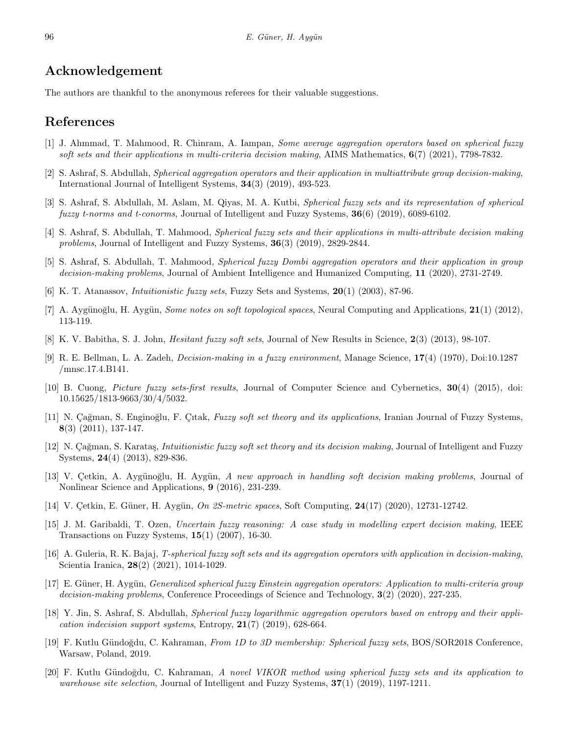## Acknowledgement

The authors are thankful to the anonymous referees for their valuable suggestions.

## References

[1] J. Ahmmad, T. Mahmood, R. Chinram, A. Iampan, *Some average aggregation operators based on spherical fuzzy soft sets and their applications in multi-criteria decision making*, AIMS Mathematics, **6**(7) (2021), 7798-7832.

[2] S. Ashraf, S. Abdullah, *Spherical aggregation operators and their application in multiattribute group decision-making*, International Journal of Intelligent Systems, **34**(3) (2019), 493-523.

[3] S. Ashraf, S. Abdullah, M. Aslam, M. Qiyas, M. A. Kutbi, *Spherical fuzzy sets and its representation of spherical fuzzy t-norms and t-conorms*, Journal of Intelligent and Fuzzy Systems, **36**(6) (2019), 6089-6102.

[4] S. Ashraf, S. Abdullah, T. Mahmood, *Spherical fuzzy sets and their applications in multi-attribute decision making problems*, Journal of Intelligent and Fuzzy Systems, **36**(3) (2019), 2829-2844.

[5] S. Ashraf, S. Abdullah, T. Mahmood, *Spherical fuzzy Dombi aggregation operators and their application in group decision-making problems*, Journal of Ambient Intelligence and Humanized Computing, **11** (2020), 2731-2749.

[6] K. T. Atanassov, *Intuitionistic fuzzy sets*, Fuzzy Sets and Systems, **20**(1) (2003), 87-96.

[7] A. Aygünoğlu, H. Aygün, *Some notes on soft topological spaces*, Neural Computing and Applications, **21**(1) (2012), 113-119.

[8] K. V. Babitha, S. J. John, *Hesitant fuzzy soft sets*, Journal of New Results in Science, **2**(3) (2013), 98-107.

[9] R. E. Bellman, L. A. Zadeh, *Decision-making in a fuzzy environment*, Manage Science, **17**(4) (1970), Doi:10.1287/mnsc.17.4.B141.

[10] B. Cuong, *Picture fuzzy sets-first results*, Journal of Computer Science and Cybernetics, **30**(4) (2015), doi: 10.15625/1813-9663/30/4/5032.

[11] N. Çağman, S. Enginoğlu, F. Çıtak, *Fuzzy soft set theory and its applications*, Iranian Journal of Fuzzy Systems, **8**(3) (2011), 137-147.

[12] N. Çağman, S. Karataş, *Intuitionistic fuzzy soft set theory and its decision making*, Journal of Intelligent and Fuzzy Systems, **24**(4) (2013), 829-836.

[13] V. Çetkin, A. Aygünoğlu, H. Aygün, *A new approach in handling soft decision making problems*, Journal of Nonlinear Science and Applications, **9** (2016), 231-239.

[14] V. Çetkin, E. Güner, H. Aygün, *On 2S-metric spaces*, Soft Computing, **24**(17) (2020), 12731-12742.

[15] J. M. Garibaldi, T. Ozen, *Uncertain fuzzy reasoning: A case study in modelling expert decision making*, IEEE Transactions on Fuzzy Systems, **15**(1) (2007), 16-30.

[16] A. Guleria, R. K. Bajaj, *T-spherical fuzzy soft sets and its aggregation operators with application in decision-making*, Scientia Iranica, **28**(2) (2021), 1014-1029.

[17] E. Güner, H. Aygün, *Generalized spherical fuzzy Einstein aggregation operators: Application to multi-criteria group decision-making problems*, Conference Proceedings of Science and Technology, **3**(2) (2020), 227-235.

[18] Y. Jin, S. Ashraf, S. Abdullah, *Spherical fuzzy logarithmic aggregation operators based on entropy and their application indecision support systems*, Entropy, **21**(7) (2019), 628-664.

[19] F. Kutlu Gündoğdu, C. Kahraman, *From 1D to 3D membership: Spherical fuzzy sets*, BOS/SOR2018 Conference, Warsaw, Poland, 2019.

[20] F. Kutlu Gündoğdu, C. Kahraman, *A novel VIKOR method using spherical fuzzy sets and its application to warehouse site selection*, Journal of Intelligent and Fuzzy Systems, **37**(1) (2019), 1197-1211.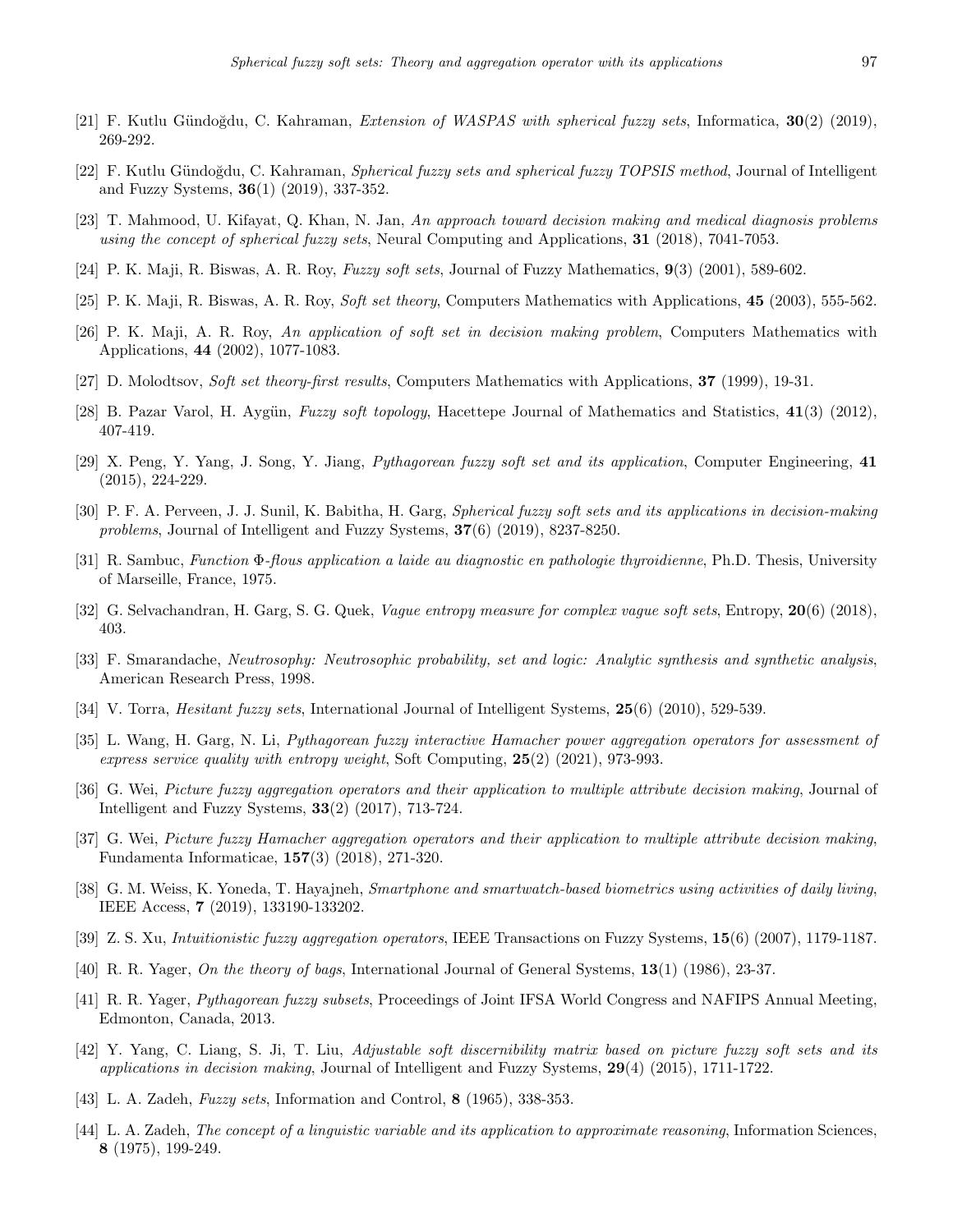[21] F. Kutlu Gündoğdu, C. Kahraman, *Extension of WASPAS with spherical fuzzy sets*, Informatica, **30**(2) (2019), 269-292.

[22] F. Kutlu Gündoğdu, C. Kahraman, *Spherical fuzzy sets and spherical fuzzy TOPSIS method*, Journal of Intelligent and Fuzzy Systems, **36**(1) (2019), 337-352.

[23] T. Mahmood, U. Kifayat, Q. Khan, N. Jan, *An approach toward decision making and medical diagnosis problems using the concept of spherical fuzzy sets*, Neural Computing and Applications, **31** (2018), 7041-7053.

[24] P. K. Maji, R. Biswas, A. R. Roy, *Fuzzy soft sets*, Journal of Fuzzy Mathematics, **9**(3) (2001), 589-602.

[25] P. K. Maji, R. Biswas, A. R. Roy, *Soft set theory*, Computers Mathematics with Applications, **45** (2003), 555-562.

[26] P. K. Maji, A. R. Roy, *An application of soft set in decision making problem*, Computers Mathematics with Applications, **44** (2002), 1077-1083.

[27] D. Molodtsov, *Soft set theory-first results*, Computers Mathematics with Applications, **37** (1999), 19-31.

[28] B. Pazar Varol, H. Aygün, *Fuzzy soft topology*, Hacettepe Journal of Mathematics and Statistics, **41**(3) (2012), 407-419.

[29] X. Peng, Y. Yang, J. Song, Y. Jiang, *Pythagorean fuzzy soft set and its application*, Computer Engineering, **41** (2015), 224-229.

[30] P. F. A. Perveen, J. J. Sunil, K. Babitha, H. Garg, *Spherical fuzzy soft sets and its applications in decision-making problems*, Journal of Intelligent and Fuzzy Systems, **37**(6) (2019), 8237-8250.

[31] R. Sambuc, *Function Φ-flous application a laide au diagnostic en pathologie thyroidienne*, Ph.D. Thesis, University of Marseille, France, 1975.

[32] G. Selvachandran, H. Garg, S. G. Quek, *Vague entropy measure for complex vague soft sets*, Entropy, **20**(6) (2018), 403.

[33] F. Smarandache, *Neutrosophy: Neutrosophic probability, set and logic: Analytic synthesis and synthetic analysis*, American Research Press, 1998.

[34] V. Torra, *Hesitant fuzzy sets*, International Journal of Intelligent Systems, **25**(6) (2010), 529-539.

[35] L. Wang, H. Garg, N. Li, *Pythagorean fuzzy interactive Hamacher power aggregation operators for assessment of express service quality with entropy weight*, Soft Computing, **25**(2) (2021), 973-993.

[36] G. Wei, *Picture fuzzy aggregation operators and their application to multiple attribute decision making*, Journal of Intelligent and Fuzzy Systems, **33**(2) (2017), 713-724.

[37] G. Wei, *Picture fuzzy Hamacher aggregation operators and their application to multiple attribute decision making*, Fundamenta Informaticae, **157**(3) (2018), 271-320.

[38] G. M. Weiss, K. Yoneda, T. Hayajneh, *Smartphone and smartwatch-based biometrics using activities of daily living*, IEEE Access, **7** (2019), 133190-133202.

[39] Z. S. Xu, *Intuitionistic fuzzy aggregation operators*, IEEE Transactions on Fuzzy Systems, **15**(6) (2007), 1179-1187.

[40] R. R. Yager, *On the theory of bags*, International Journal of General Systems, **13**(1) (1986), 23-37.

[41] R. R. Yager, *Pythagorean fuzzy subsets*, Proceedings of Joint IFSA World Congress and NAFIPS Annual Meeting, Edmonton, Canada, 2013.

[42] Y. Yang, C. Liang, S. Ji, T. Liu, *Adjustable soft discernibility matrix based on picture fuzzy soft sets and its applications in decision making*, Journal of Intelligent and Fuzzy Systems, **29**(4) (2015), 1711-1722.

[43] L. A. Zadeh, *Fuzzy sets*, Information and Control, **8** (1965), 338-353.

[44] L. A. Zadeh, *The concept of a linguistic variable and its application to approximate reasoning*, Information Sciences, **8** (1975), 199-249.